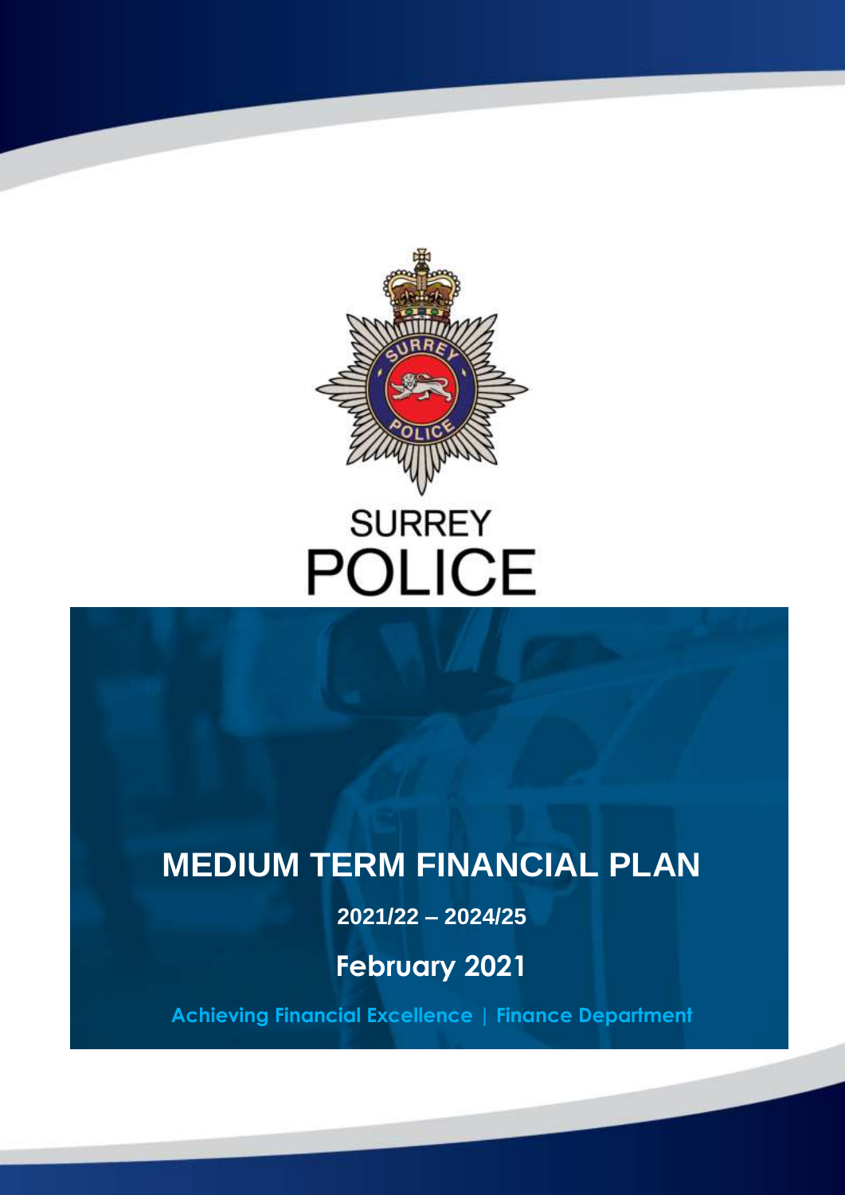SURREY
POLICE

# MEDIUM TERM FINANCIAL PLAN

**2021/22 – 2024/25**

**February 2021**

**Achieving Financial Excellence | Finance Department**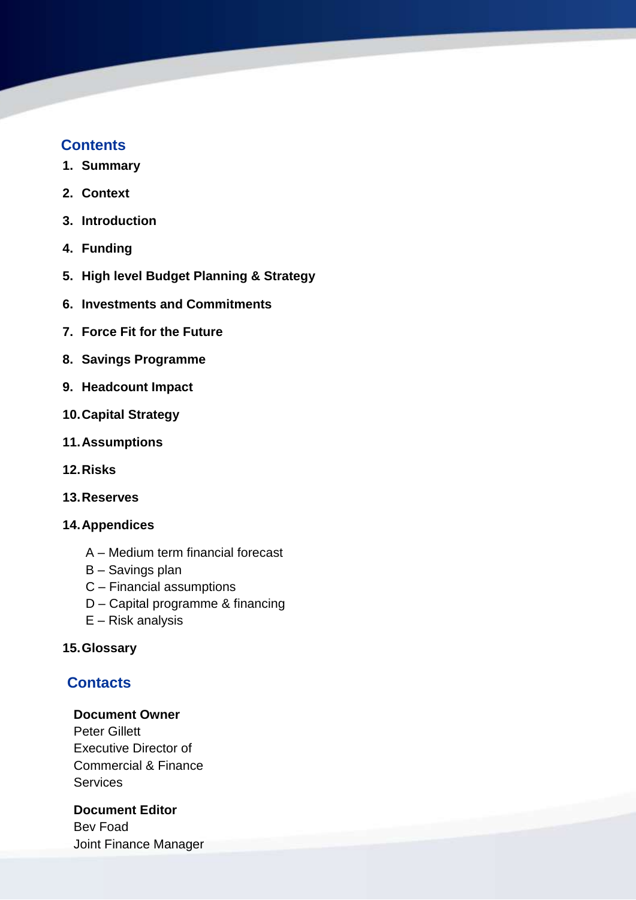## Contents

1. **Summary**
2. **Context**
3. **Introduction**
4. **Funding**
5. **High level Budget Planning & Strategy**
6. **Investments and Commitments**
7. **Force Fit for the Future**
8. **Savings Programme**
9. **Headcount Impact**
10. **Capital Strategy**
11. **Assumptions**
12. **Risks**
13. **Reserves**
14. **Appendices**

    A – Medium term financial forecast
    B – Savings plan
    C – Financial assumptions
    D – Capital programme & financing
    E – Risk analysis

15. **Glossary**

## Contacts

**Document Owner**
Peter Gillett
Executive Director of Commercial & Finance Services

**Document Editor**
Bev Foad
Joint Finance Manager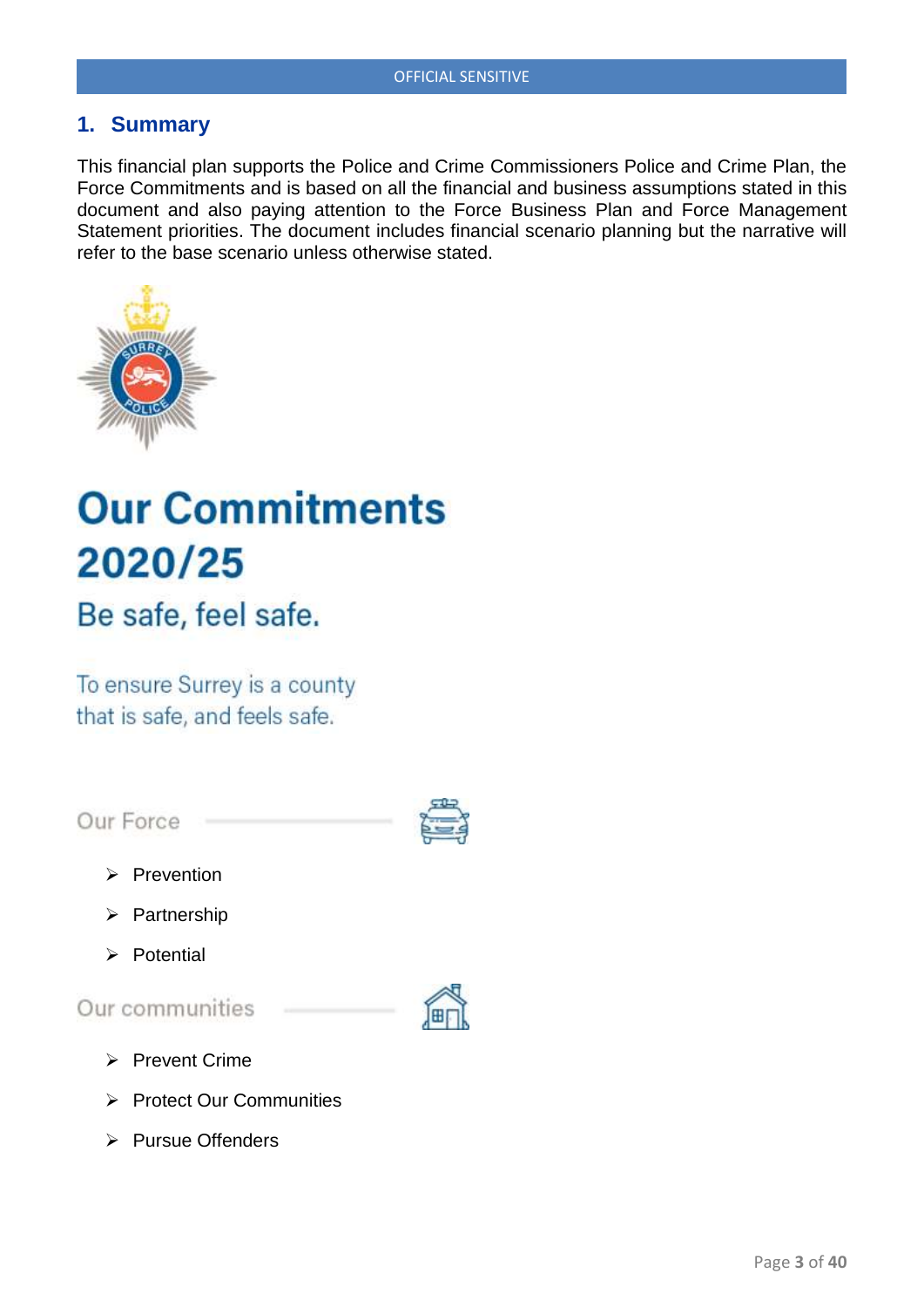## 1. Summary

This financial plan supports the Police and Crime Commissioners Police and Crime Plan, the Force Commitments and is based on all the financial and business assumptions stated in this document and also paying attention to the Force Business Plan and Force Management Statement priorities. The document includes financial scenario planning but the narrative will refer to the base scenario unless otherwise stated.

# Our Commitments 2020/25

## Be safe, feel safe.

To ensure Surrey is a county that is safe, and feels safe.

Our Force

- Prevention
- Partnership
- Potential

Our communities

- Prevent Crime
- Protect Our Communities
- Pursue Offenders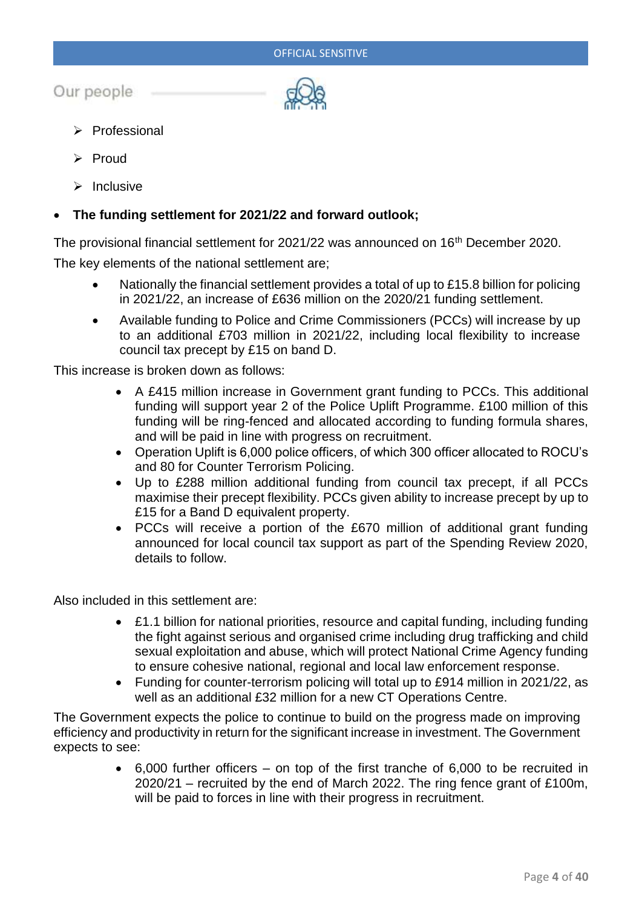Our people

- Professional
- Proud
- Inclusive

- **The funding settlement for 2021/22 and forward outlook;**

The provisional financial settlement for 2021/22 was announced on 16th December 2020.

The key elements of the national settlement are;

- Nationally the financial settlement provides a total of up to £15.8 billion for policing in 2021/22, an increase of £636 million on the 2020/21 funding settlement.
- Available funding to Police and Crime Commissioners (PCCs) will increase by up to an additional £703 million in 2021/22, including local flexibility to increase council tax precept by £15 on band D.

This increase is broken down as follows:

- A £415 million increase in Government grant funding to PCCs. This additional funding will support year 2 of the Police Uplift Programme. £100 million of this funding will be ring-fenced and allocated according to funding formula shares, and will be paid in line with progress on recruitment.
- Operation Uplift is 6,000 police officers, of which 300 officer allocated to ROCU's and 80 for Counter Terrorism Policing.
- Up to £288 million additional funding from council tax precept, if all PCCs maximise their precept flexibility. PCCs given ability to increase precept by up to £15 for a Band D equivalent property.
- PCCs will receive a portion of the £670 million of additional grant funding announced for local council tax support as part of the Spending Review 2020, details to follow.

Also included in this settlement are:

- £1.1 billion for national priorities, resource and capital funding, including funding the fight against serious and organised crime including drug trafficking and child sexual exploitation and abuse, which will protect National Crime Agency funding to ensure cohesive national, regional and local law enforcement response.
- Funding for counter-terrorism policing will total up to £914 million in 2021/22, as well as an additional £32 million for a new CT Operations Centre.

The Government expects the police to continue to build on the progress made on improving efficiency and productivity in return for the significant increase in investment. The Government expects to see:

- 6,000 further officers – on top of the first tranche of 6,000 to be recruited in 2020/21 – recruited by the end of March 2022. The ring fence grant of £100m, will be paid to forces in line with their progress in recruitment.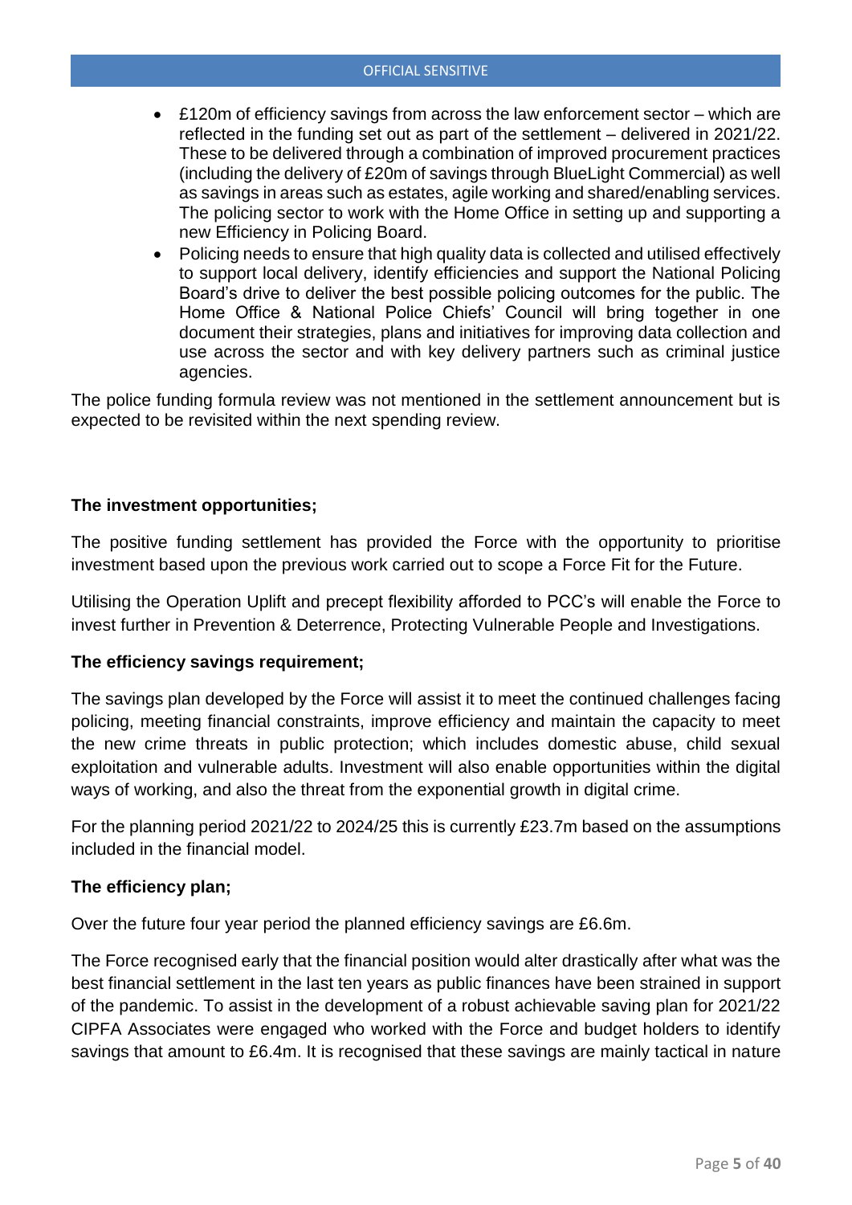- £120m of efficiency savings from across the law enforcement sector – which are reflected in the funding set out as part of the settlement – delivered in 2021/22. These to be delivered through a combination of improved procurement practices (including the delivery of £20m of savings through BlueLight Commercial) as well as savings in areas such as estates, agile working and shared/enabling services. The policing sector to work with the Home Office in setting up and supporting a new Efficiency in Policing Board.
- Policing needs to ensure that high quality data is collected and utilised effectively to support local delivery, identify efficiencies and support the National Policing Board's drive to deliver the best possible policing outcomes for the public. The Home Office & National Police Chiefs' Council will bring together in one document their strategies, plans and initiatives for improving data collection and use across the sector and with key delivery partners such as criminal justice agencies.

The police funding formula review was not mentioned in the settlement announcement but is expected to be revisited within the next spending review.

**The investment opportunities;**

The positive funding settlement has provided the Force with the opportunity to prioritise investment based upon the previous work carried out to scope a Force Fit for the Future.

Utilising the Operation Uplift and precept flexibility afforded to PCC's will enable the Force to invest further in Prevention & Deterrence, Protecting Vulnerable People and Investigations.

**The efficiency savings requirement;**

The savings plan developed by the Force will assist it to meet the continued challenges facing policing, meeting financial constraints, improve efficiency and maintain the capacity to meet the new crime threats in public protection; which includes domestic abuse, child sexual exploitation and vulnerable adults. Investment will also enable opportunities within the digital ways of working, and also the threat from the exponential growth in digital crime.

For the planning period 2021/22 to 2024/25 this is currently £23.7m based on the assumptions included in the financial model.

**The efficiency plan;**

Over the future four year period the planned efficiency savings are £6.6m.

The Force recognised early that the financial position would alter drastically after what was the best financial settlement in the last ten years as public finances have been strained in support of the pandemic. To assist in the development of a robust achievable saving plan for 2021/22 CIPFA Associates were engaged who worked with the Force and budget holders to identify savings that amount to £6.4m. It is recognised that these savings are mainly tactical in nature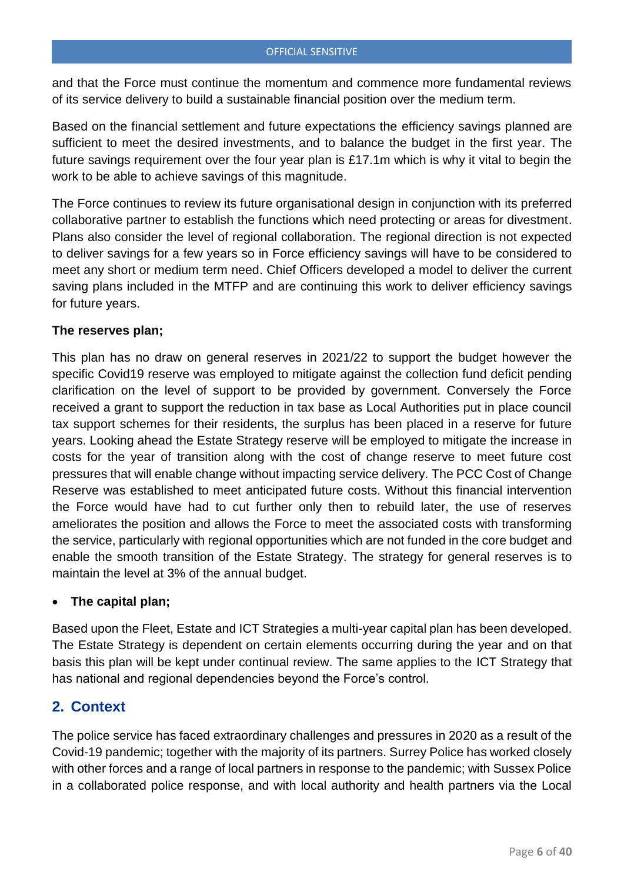and that the Force must continue the momentum and commence more fundamental reviews of its service delivery to build a sustainable financial position over the medium term.

Based on the financial settlement and future expectations the efficiency savings planned are sufficient to meet the desired investments, and to balance the budget in the first year. The future savings requirement over the four year plan is £17.1m which is why it vital to begin the work to be able to achieve savings of this magnitude.

The Force continues to review its future organisational design in conjunction with its preferred collaborative partner to establish the functions which need protecting or areas for divestment. Plans also consider the level of regional collaboration. The regional direction is not expected to deliver savings for a few years so in Force efficiency savings will have to be considered to meet any short or medium term need. Chief Officers developed a model to deliver the current saving plans included in the MTFP and are continuing this work to deliver efficiency savings for future years.

**The reserves plan;**

This plan has no draw on general reserves in 2021/22 to support the budget however the specific Covid19 reserve was employed to mitigate against the collection fund deficit pending clarification on the level of support to be provided by government. Conversely the Force received a grant to support the reduction in tax base as Local Authorities put in place council tax support schemes for their residents, the surplus has been placed in a reserve for future years. Looking ahead the Estate Strategy reserve will be employed to mitigate the increase in costs for the year of transition along with the cost of change reserve to meet future cost pressures that will enable change without impacting service delivery. The PCC Cost of Change Reserve was established to meet anticipated future costs. Without this financial intervention the Force would have had to cut further only then to rebuild later, the use of reserves ameliorates the position and allows the Force to meet the associated costs with transforming the service, particularly with regional opportunities which are not funded in the core budget and enable the smooth transition of the Estate Strategy. The strategy for general reserves is to maintain the level at 3% of the annual budget.

- **The capital plan;**

Based upon the Fleet, Estate and ICT Strategies a multi-year capital plan has been developed. The Estate Strategy is dependent on certain elements occurring during the year and on that basis this plan will be kept under continual review. The same applies to the ICT Strategy that has national and regional dependencies beyond the Force's control.

## 2. Context

The police service has faced extraordinary challenges and pressures in 2020 as a result of the Covid-19 pandemic; together with the majority of its partners. Surrey Police has worked closely with other forces and a range of local partners in response to the pandemic; with Sussex Police in a collaborated police response, and with local authority and health partners via the Local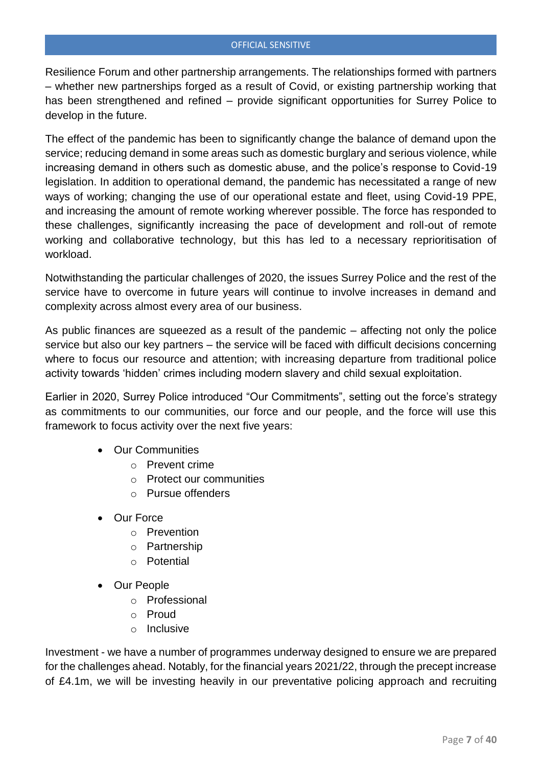Resilience Forum and other partnership arrangements. The relationships formed with partners – whether new partnerships forged as a result of Covid, or existing partnership working that has been strengthened and refined – provide significant opportunities for Surrey Police to develop in the future.

The effect of the pandemic has been to significantly change the balance of demand upon the service; reducing demand in some areas such as domestic burglary and serious violence, while increasing demand in others such as domestic abuse, and the police's response to Covid-19 legislation. In addition to operational demand, the pandemic has necessitated a range of new ways of working; changing the use of our operational estate and fleet, using Covid-19 PPE, and increasing the amount of remote working wherever possible. The force has responded to these challenges, significantly increasing the pace of development and roll-out of remote working and collaborative technology, but this has led to a necessary reprioritisation of workload.

Notwithstanding the particular challenges of 2020, the issues Surrey Police and the rest of the service have to overcome in future years will continue to involve increases in demand and complexity across almost every area of our business.

As public finances are squeezed as a result of the pandemic – affecting not only the police service but also our key partners – the service will be faced with difficult decisions concerning where to focus our resource and attention; with increasing departure from traditional police activity towards 'hidden' crimes including modern slavery and child sexual exploitation.

Earlier in 2020, Surrey Police introduced "Our Commitments", setting out the force's strategy as commitments to our communities, our force and our people, and the force will use this framework to focus activity over the next five years:

- Our Communities
  - Prevent crime
  - Protect our communities
  - Pursue offenders
- Our Force
  - Prevention
  - Partnership
  - Potential
- Our People
  - Professional
  - Proud
  - Inclusive

Investment - we have a number of programmes underway designed to ensure we are prepared for the challenges ahead. Notably, for the financial years 2021/22, through the precept increase of £4.1m, we will be investing heavily in our preventative policing approach and recruiting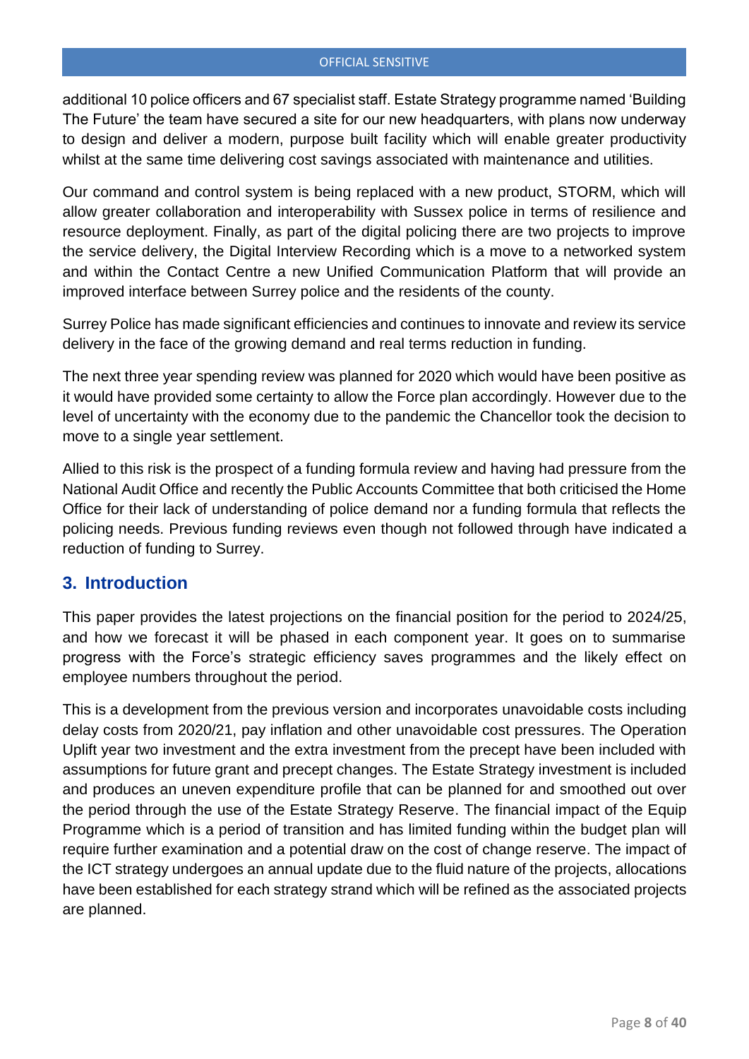additional 10 police officers and 67 specialist staff. Estate Strategy programme named 'Building The Future' the team have secured a site for our new headquarters, with plans now underway to design and deliver a modern, purpose built facility which will enable greater productivity whilst at the same time delivering cost savings associated with maintenance and utilities.

Our command and control system is being replaced with a new product, STORM, which will allow greater collaboration and interoperability with Sussex police in terms of resilience and resource deployment. Finally, as part of the digital policing there are two projects to improve the service delivery, the Digital Interview Recording which is a move to a networked system and within the Contact Centre a new Unified Communication Platform that will provide an improved interface between Surrey police and the residents of the county.

Surrey Police has made significant efficiencies and continues to innovate and review its service delivery in the face of the growing demand and real terms reduction in funding.

The next three year spending review was planned for 2020 which would have been positive as it would have provided some certainty to allow the Force plan accordingly. However due to the level of uncertainty with the economy due to the pandemic the Chancellor took the decision to move to a single year settlement.

Allied to this risk is the prospect of a funding formula review and having had pressure from the National Audit Office and recently the Public Accounts Committee that both criticised the Home Office for their lack of understanding of police demand nor a funding formula that reflects the policing needs. Previous funding reviews even though not followed through have indicated a reduction of funding to Surrey.

## 3. Introduction

This paper provides the latest projections on the financial position for the period to 2024/25, and how we forecast it will be phased in each component year. It goes on to summarise progress with the Force's strategic efficiency saves programmes and the likely effect on employee numbers throughout the period.

This is a development from the previous version and incorporates unavoidable costs including delay costs from 2020/21, pay inflation and other unavoidable cost pressures. The Operation Uplift year two investment and the extra investment from the precept have been included with assumptions for future grant and precept changes. The Estate Strategy investment is included and produces an uneven expenditure profile that can be planned for and smoothed out over the period through the use of the Estate Strategy Reserve. The financial impact of the Equip Programme which is a period of transition and has limited funding within the budget plan will require further examination and a potential draw on the cost of change reserve. The impact of the ICT strategy undergoes an annual update due to the fluid nature of the projects, allocations have been established for each strategy strand which will be refined as the associated projects are planned.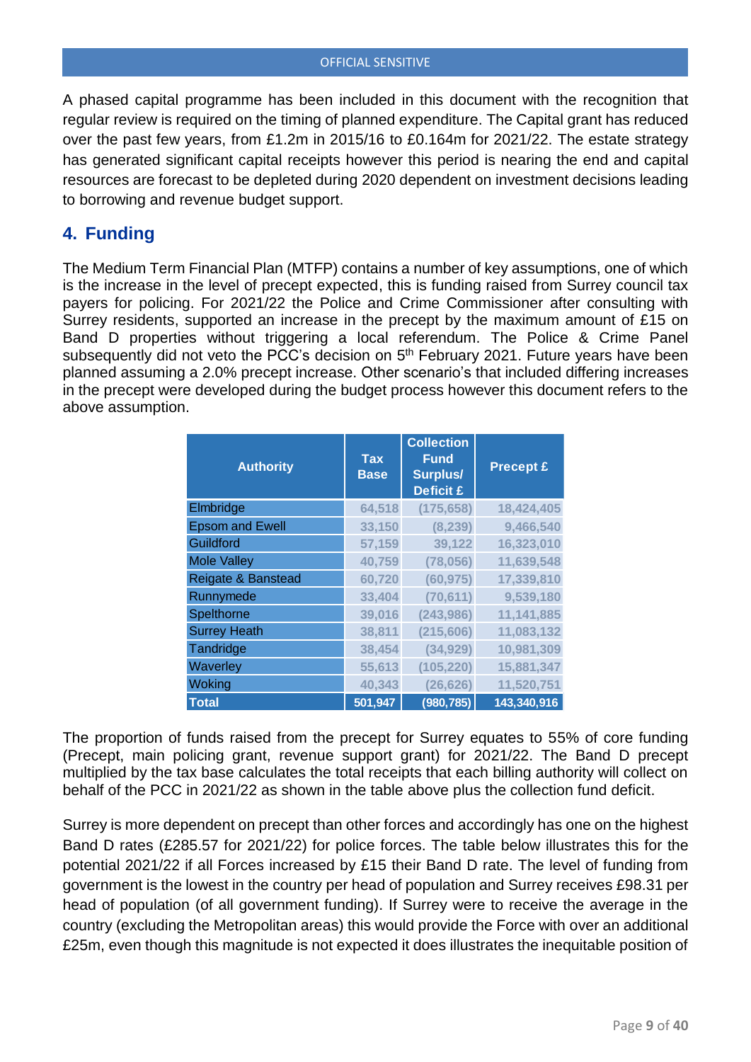A phased capital programme has been included in this document with the recognition that regular review is required on the timing of planned expenditure. The Capital grant has reduced over the past few years, from £1.2m in 2015/16 to £0.164m for 2021/22. The estate strategy has generated significant capital receipts however this period is nearing the end and capital resources are forecast to be depleted during 2020 dependent on investment decisions leading to borrowing and revenue budget support.

## 4. Funding

The Medium Term Financial Plan (MTFP) contains a number of key assumptions, one of which is the increase in the level of precept expected, this is funding raised from Surrey council tax payers for policing. For 2021/22 the Police and Crime Commissioner after consulting with Surrey residents, supported an increase in the precept by the maximum amount of £15 on Band D properties without triggering a local referendum. The Police & Crime Panel subsequently did not veto the PCC's decision on 5th February 2021. Future years have been planned assuming a 2.0% precept increase. Other scenario's that included differing increases in the precept were developed during the budget process however this document refers to the above assumption.

| Authority | Tax Base | Collection Fund Surplus/ Deficit £ | Precept £ |
|---|---|---|---|
| Elmbridge | 64,518 | (175,658) | 18,424,405 |
| Epsom and Ewell | 33,150 | (8,239) | 9,466,540 |
| Guildford | 57,159 | 39,122 | 16,323,010 |
| Mole Valley | 40,759 | (78,056) | 11,639,548 |
| Reigate & Banstead | 60,720 | (60,975) | 17,339,810 |
| Runnymede | 33,404 | (70,611) | 9,539,180 |
| Spelthorne | 39,016 | (243,986) | 11,141,885 |
| Surrey Heath | 38,811 | (215,606) | 11,083,132 |
| Tandridge | 38,454 | (34,929) | 10,981,309 |
| Waverley | 55,613 | (105,220) | 15,881,347 |
| Woking | 40,343 | (26,626) | 11,520,751 |
| **Total** | **501,947** | **(980,785)** | **143,340,916** |

The proportion of funds raised from the precept for Surrey equates to 55% of core funding (Precept, main policing grant, revenue support grant) for 2021/22. The Band D precept multiplied by the tax base calculates the total receipts that each billing authority will collect on behalf of the PCC in 2021/22 as shown in the table above plus the collection fund deficit.

Surrey is more dependent on precept than other forces and accordingly has one on the highest Band D rates (£285.57 for 2021/22) for police forces. The table below illustrates this for the potential 2021/22 if all Forces increased by £15 their Band D rate. The level of funding from government is the lowest in the country per head of population and Surrey receives £98.31 per head of population (of all government funding). If Surrey were to receive the average in the country (excluding the Metropolitan areas) this would provide the Force with over an additional £25m, even though this magnitude is not expected it does illustrates the inequitable position of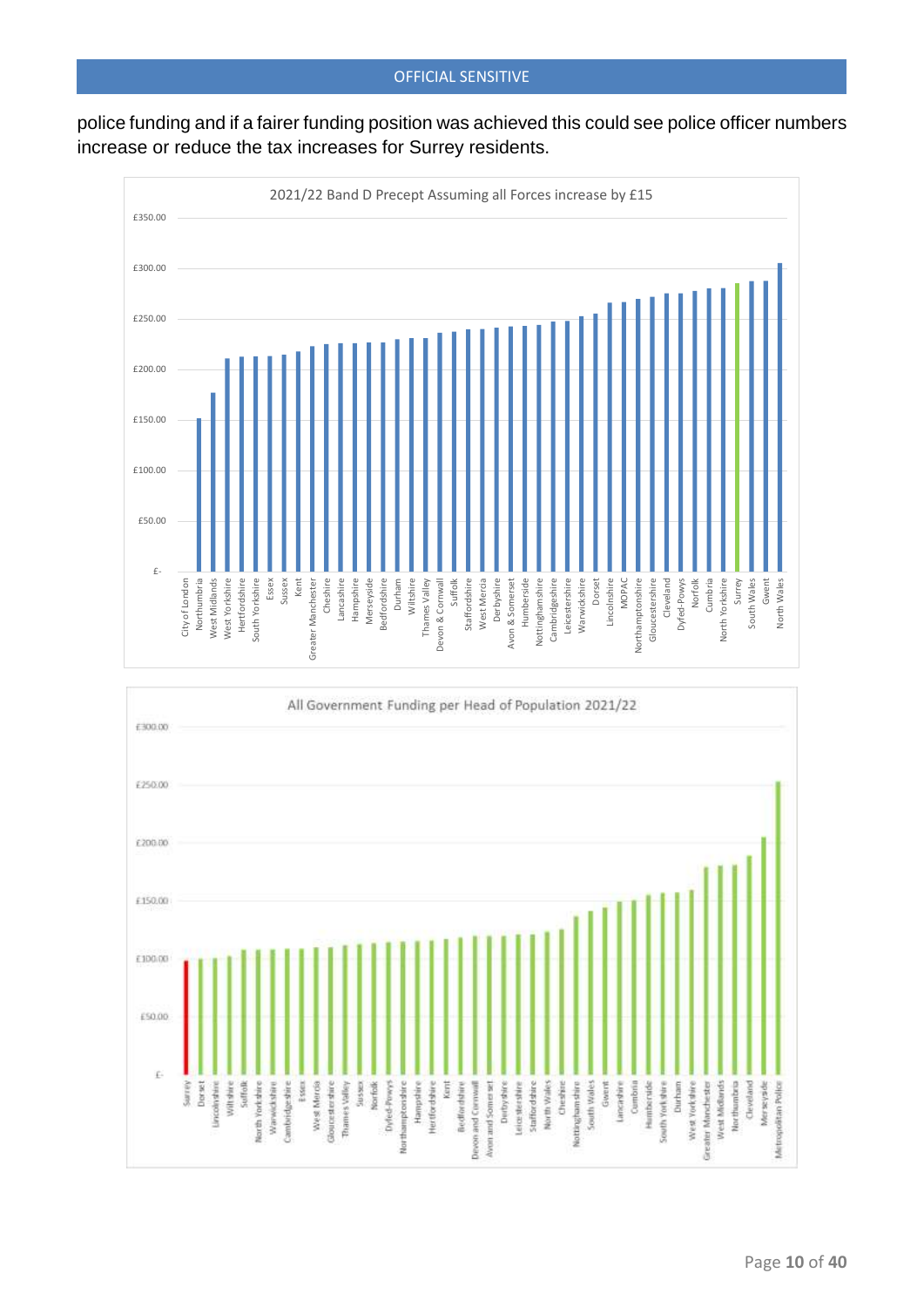police funding and if a fairer funding position was achieved this could see police officer numbers increase or reduce the tax increases for Surrey residents.

2021/22 Band D Precept Assuming all Forces increase by £15

£350.00
£300.00
£250.00
£200.00
£150.00
£100.00
£50.00
£-

City of London, Northumbria, West Midlands, West Yorkshire, Hertfordshire, South Yorkshire, Essex, Sussex, Kent, Greater Manchester, Cheshire, Lancashire, Hampshire, Merseyside, Bedfordshire, Durham, Wiltshire, Thames Valley, Devon & Cornwall, Suffolk, Staffordshire, West Mercia, Derbyshire, Avon & Somerset, Humberside, Nottinghamshire, Cambridgeshire, Leicestershire, Warwickshire, Dorset, Lincolnshire, MOPAC, Northamptonshire, Gloucestershire, Cleveland, Dyfed-Powys, Norfolk, Cumbria, North Yorkshire, Surrey, South Wales, Gwent, North Wales

All Government Funding per Head of Population 2021/22

£300.00
£250.00
£200.00
£150.00
£100.00
£50.00
£-

Surrey, Dorset, Lincolnshire, Wiltshire, Suffolk, North Yorkshire, Warwickshire, Cambridgeshire, Essex, West Mercia, Gloucestershire, Thames Valley, Sussex, Norfolk, Dyfed-Powys, Northamptonshire, Hampshire, Hertfordshire, Kent, Bedfordshire, Devon and Cornwall, Avon and Somerset, Derbyshire, Leicestershire, Staffordshire, North Wales, Cheshire, Nottinghamshire, South Wales, Gwent, Lancashire, Cumbria, Humberside, South Yorkshire, Durham, West Yorkshire, Greater Manchester, West Midlands, Northumbria, Cleveland, Merseyside, Metropolitan Police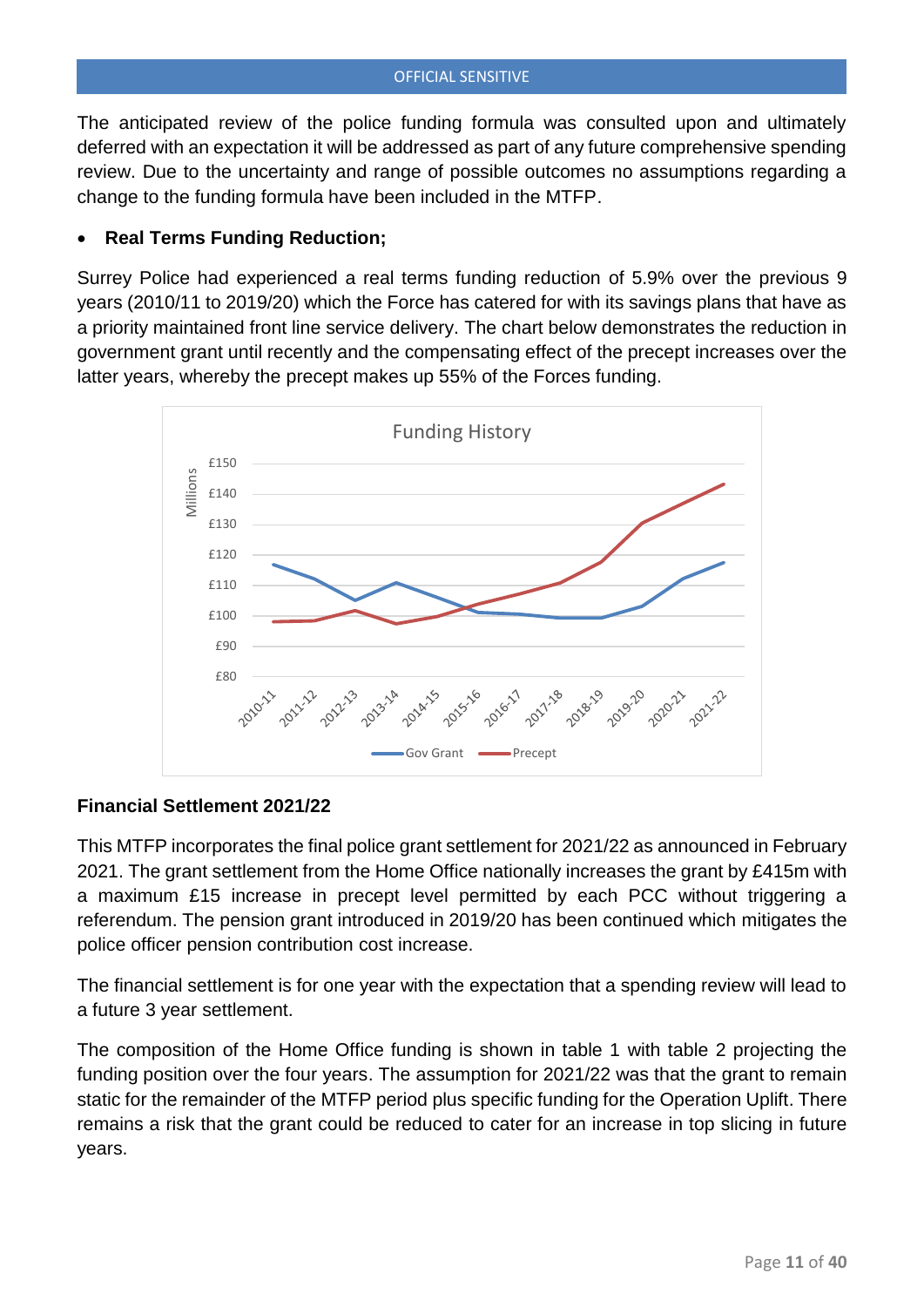The anticipated review of the police funding formula was consulted upon and ultimately deferred with an expectation it will be addressed as part of any future comprehensive spending review. Due to the uncertainty and range of possible outcomes no assumptions regarding a change to the funding formula have been included in the MTFP.

- **Real Terms Funding Reduction;**

Surrey Police had experienced a real terms funding reduction of 5.9% over the previous 9 years (2010/11 to 2019/20) which the Force has catered for with its savings plans that have as a priority maintained front line service delivery. The chart below demonstrates the reduction in government grant until recently and the compensating effect of the precept increases over the latter years, whereby the precept makes up 55% of the Forces funding.

Funding History

Millions

£150
£140
£130
£120
£110
£100
£90
£80

2010-11 2011-12 2012-13 2013-14 2014-15 2015-16 2016-17 2017-18 2018-19 2019-20 2020-21 2021-22

Gov Grant
Precept

**Financial Settlement 2021/22**

This MTFP incorporates the final police grant settlement for 2021/22 as announced in February 2021. The grant settlement from the Home Office nationally increases the grant by £415m with a maximum £15 increase in precept level permitted by each PCC without triggering a referendum. The pension grant introduced in 2019/20 has been continued which mitigates the police officer pension contribution cost increase.

The financial settlement is for one year with the expectation that a spending review will lead to a future 3 year settlement.

The composition of the Home Office funding is shown in table 1 with table 2 projecting the funding position over the four years. The assumption for 2021/22 was that the grant to remain static for the remainder of the MTFP period plus specific funding for the Operation Uplift. There remains a risk that the grant could be reduced to cater for an increase in top slicing in future years.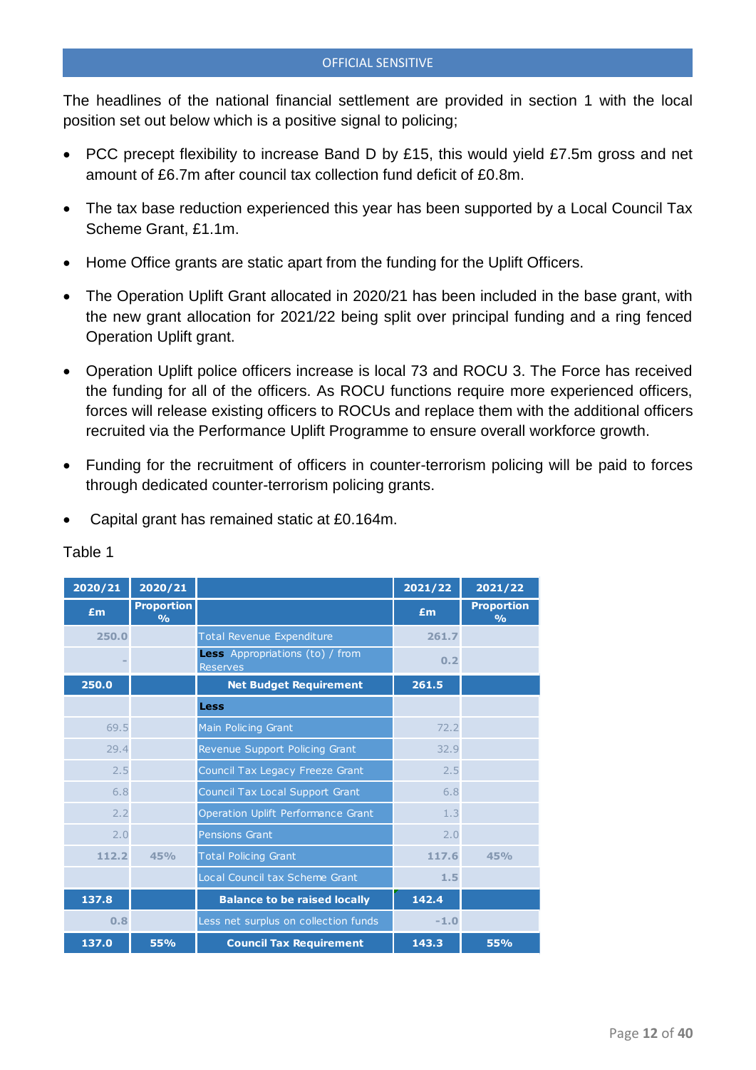The headlines of the national financial settlement are provided in section 1 with the local position set out below which is a positive signal to policing;

- PCC precept flexibility to increase Band D by £15, this would yield £7.5m gross and net amount of £6.7m after council tax collection fund deficit of £0.8m.
- The tax base reduction experienced this year has been supported by a Local Council Tax Scheme Grant, £1.1m.
- Home Office grants are static apart from the funding for the Uplift Officers.
- The Operation Uplift Grant allocated in 2020/21 has been included in the base grant, with the new grant allocation for 2021/22 being split over principal funding and a ring fenced Operation Uplift grant.
- Operation Uplift police officers increase is local 73 and ROCU 3. The Force has received the funding for all of the officers. As ROCU functions require more experienced officers, forces will release existing officers to ROCUs and replace them with the additional officers recruited via the Performance Uplift Programme to ensure overall workforce growth.
- Funding for the recruitment of officers in counter-terrorism policing will be paid to forces through dedicated counter-terrorism policing grants.
- Capital grant has remained static at £0.164m.

Table 1

| 2020/21 £m | 2020/21 Proportion % | | 2021/22 £m | 2021/22 Proportion % |
|---|---|---|---|---|
| 250.0 | | Total Revenue Expenditure | 261.7 | |
| - | | **Less** Appropriations (to) / from Reserves | 0.2 | |
| **250.0** | | **Net Budget Requirement** | **261.5** | |
| | | **Less** | | |
| 69.5 | | Main Policing Grant | 72.2 | |
| 29.4 | | Revenue Support Policing Grant | 32.9 | |
| 2.5 | | Council Tax Legacy Freeze Grant | 2.5 | |
| 6.8 | | Council Tax Local Support Grant | 6.8 | |
| 2.2 | | Operation Uplift Performance Grant | 1.3 | |
| 2.0 | | Pensions Grant | 2.0 | |
| 112.2 | 45% | Total Policing Grant | 117.6 | 45% |
| | | Local Council tax Scheme Grant | 1.5 | |
| **137.8** | | **Balance to be raised locally** | **142.4** | |
| 0.8 | | Less net surplus on collection funds | -1.0 | |
| **137.0** | **55%** | **Council Tax Requirement** | **143.3** | **55%** |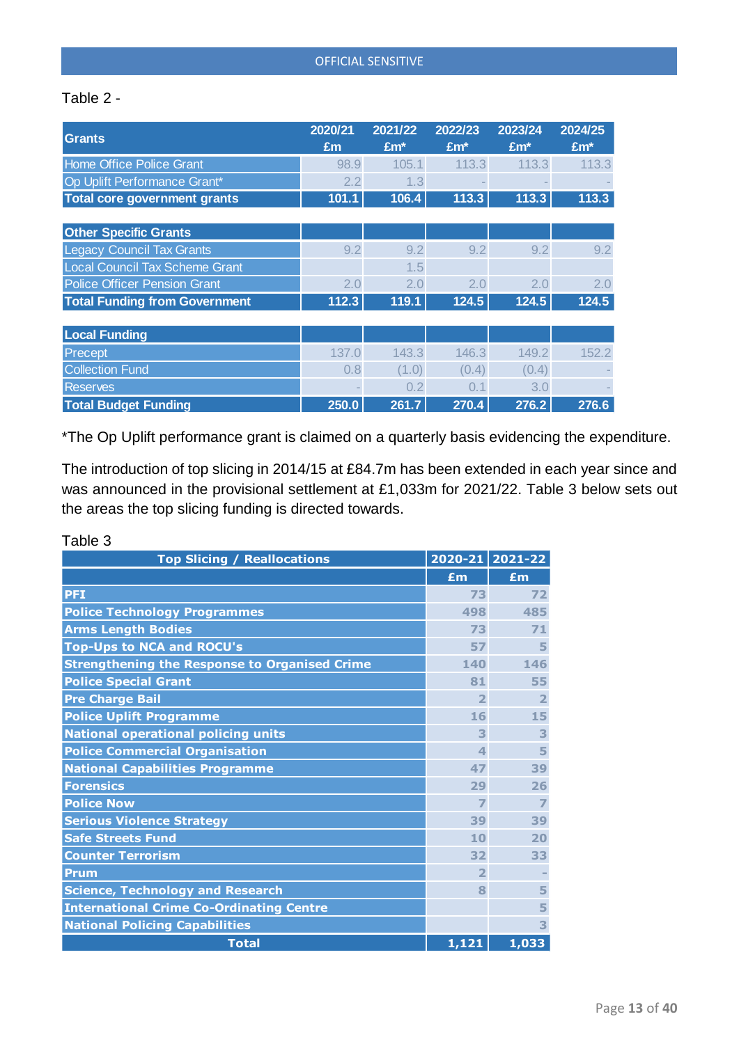Table 2 -

| Grants | 2020/21 £m | 2021/22 £m* | 2022/23 £m* | 2023/24 £m* | 2024/25 £m* |
|---|---|---|---|---|---|
| Home Office Police Grant | 98.9 | 105.1 | 113.3 | 113.3 | 113.3 |
| Op Uplift Performance Grant* | 2.2 | 1.3 | - | - | - |
| **Total core government grants** | **101.1** | **106.4** | **113.3** | **113.3** | **113.3** |
| | | | | | |
| **Other Specific Grants** | | | | | |
| Legacy Council Tax Grants | 9.2 | 9.2 | 9.2 | 9.2 | 9.2 |
| Local Council Tax Scheme Grant | | 1.5 | | | |
| Police Officer Pension Grant | 2.0 | 2.0 | 2.0 | 2.0 | 2.0 |
| **Total Funding from Government** | **112.3** | **119.1** | **124.5** | **124.5** | **124.5** |
| | | | | | |
| **Local Funding** | | | | | |
| Precept | 137.0 | 143.3 | 146.3 | 149.2 | 152.2 |
| Collection Fund | 0.8 | (1.0) | (0.4) | (0.4) | - |
| Reserves | - | 0.2 | 0.1 | 3.0 | - |
| **Total Budget Funding** | **250.0** | **261.7** | **270.4** | **276.2** | **276.6** |

*The Op Uplift performance grant is claimed on a quarterly basis evidencing the expenditure.

The introduction of top slicing in 2014/15 at £84.7m has been extended in each year since and was announced in the provisional settlement at £1,033m for 2021/22. Table 3 below sets out the areas the top slicing funding is directed towards.

Table 3

| Top Slicing / Reallocations | 2020-21 | 2021-22 |
|---|---|---|
| | £m | £m |
| PFI | 73 | 72 |
| Police Technology Programmes | 498 | 485 |
| Arms Length Bodies | 73 | 71 |
| Top-Ups to NCA and ROCU's | 57 | 5 |
| Strengthening the Response to Organised Crime | 140 | 146 |
| Police Special Grant | 81 | 55 |
| Pre Charge Bail | 2 | 2 |
| Police Uplift Programme | 16 | 15 |
| National operational policing units | 3 | 3 |
| Police Commercial Organisation | 4 | 5 |
| National Capabilities Programme | 47 | 39 |
| Forensics | 29 | 26 |
| Police Now | 7 | 7 |
| Serious Violence Strategy | 39 | 39 |
| Safe Streets Fund | 10 | 20 |
| Counter Terrorism | 32 | 33 |
| Prum | 2 | - |
| Science, Technology and Research | 8 | 5 |
| International Crime Co-Ordinating Centre | | 5 |
| National Policing Capabilities | | 3 |
| **Total** | **1,121** | **1,033** |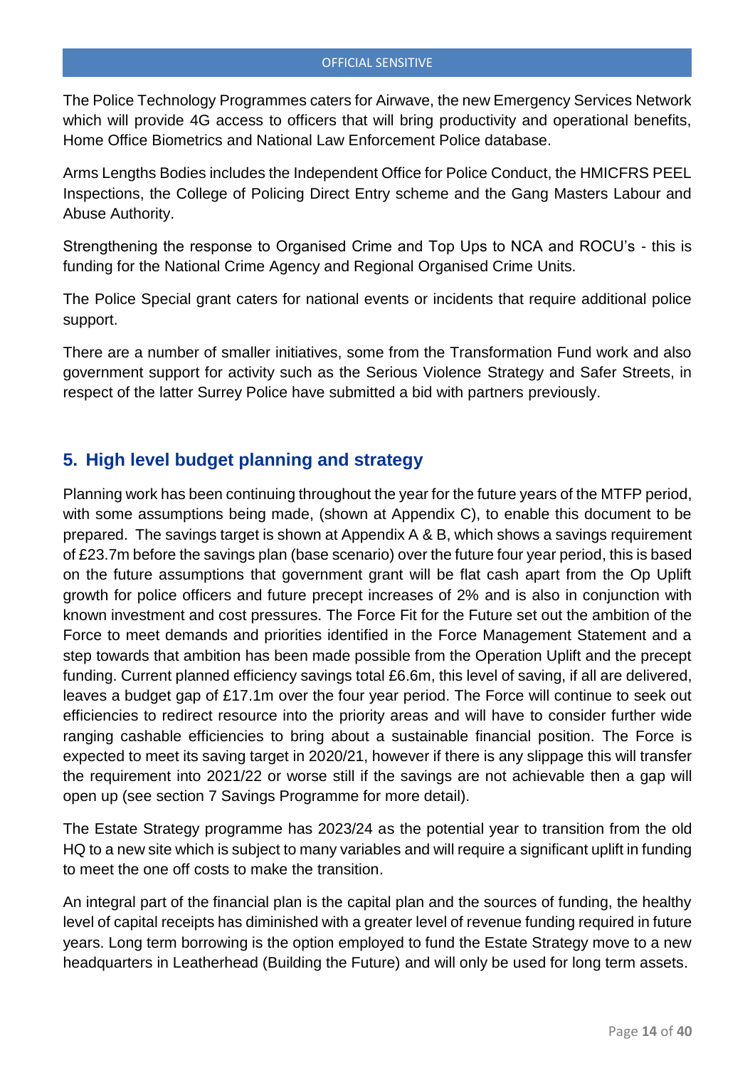The Police Technology Programmes caters for Airwave, the new Emergency Services Network which will provide 4G access to officers that will bring productivity and operational benefits, Home Office Biometrics and National Law Enforcement Police database.

Arms Lengths Bodies includes the Independent Office for Police Conduct, the HMICFRS PEEL Inspections, the College of Policing Direct Entry scheme and the Gang Masters Labour and Abuse Authority.

Strengthening the response to Organised Crime and Top Ups to NCA and ROCU's - this is funding for the National Crime Agency and Regional Organised Crime Units.

The Police Special grant caters for national events or incidents that require additional police support.

There are a number of smaller initiatives, some from the Transformation Fund work and also government support for activity such as the Serious Violence Strategy and Safer Streets, in respect of the latter Surrey Police have submitted a bid with partners previously.

## 5. High level budget planning and strategy

Planning work has been continuing throughout the year for the future years of the MTFP period, with some assumptions being made, (shown at Appendix C), to enable this document to be prepared. The savings target is shown at Appendix A & B, which shows a savings requirement of £23.7m before the savings plan (base scenario) over the future four year period, this is based on the future assumptions that government grant will be flat cash apart from the Op Uplift growth for police officers and future precept increases of 2% and is also in conjunction with known investment and cost pressures. The Force Fit for the Future set out the ambition of the Force to meet demands and priorities identified in the Force Management Statement and a step towards that ambition has been made possible from the Operation Uplift and the precept funding. Current planned efficiency savings total £6.6m, this level of saving, if all are delivered, leaves a budget gap of £17.1m over the four year period. The Force will continue to seek out efficiencies to redirect resource into the priority areas and will have to consider further wide ranging cashable efficiencies to bring about a sustainable financial position. The Force is expected to meet its saving target in 2020/21, however if there is any slippage this will transfer the requirement into 2021/22 or worse still if the savings are not achievable then a gap will open up (see section 7 Savings Programme for more detail).

The Estate Strategy programme has 2023/24 as the potential year to transition from the old HQ to a new site which is subject to many variables and will require a significant uplift in funding to meet the one off costs to make the transition.

An integral part of the financial plan is the capital plan and the sources of funding, the healthy level of capital receipts has diminished with a greater level of revenue funding required in future years. Long term borrowing is the option employed to fund the Estate Strategy move to a new headquarters in Leatherhead (Building the Future) and will only be used for long term assets.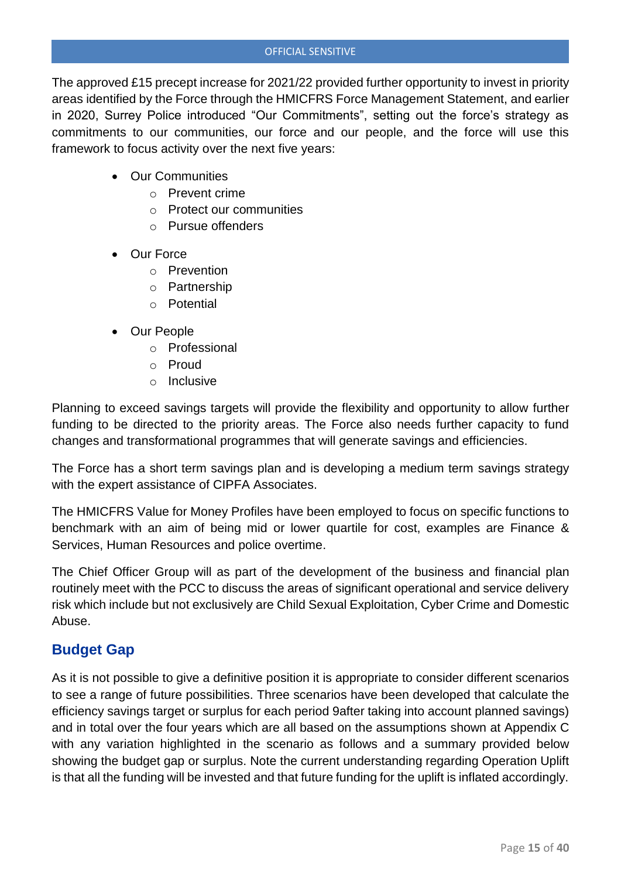The approved £15 precept increase for 2021/22 provided further opportunity to invest in priority areas identified by the Force through the HMICFRS Force Management Statement, and earlier in 2020, Surrey Police introduced “Our Commitments”, setting out the force’s strategy as commitments to our communities, our force and our people, and the force will use this framework to focus activity over the next five years:

- Our Communities
  - Prevent crime
  - Protect our communities
  - Pursue offenders
- Our Force
  - Prevention
  - Partnership
  - Potential
- Our People
  - Professional
  - Proud
  - Inclusive

Planning to exceed savings targets will provide the flexibility and opportunity to allow further funding to be directed to the priority areas. The Force also needs further capacity to fund changes and transformational programmes that will generate savings and efficiencies.

The Force has a short term savings plan and is developing a medium term savings strategy with the expert assistance of CIPFA Associates.

The HMICFRS Value for Money Profiles have been employed to focus on specific functions to benchmark with an aim of being mid or lower quartile for cost, examples are Finance & Services, Human Resources and police overtime.

The Chief Officer Group will as part of the development of the business and financial plan routinely meet with the PCC to discuss the areas of significant operational and service delivery risk which include but not exclusively are Child Sexual Exploitation, Cyber Crime and Domestic Abuse.

## Budget Gap

As it is not possible to give a definitive position it is appropriate to consider different scenarios to see a range of future possibilities. Three scenarios have been developed that calculate the efficiency savings target or surplus for each period 9after taking into account planned savings) and in total over the four years which are all based on the assumptions shown at Appendix C with any variation highlighted in the scenario as follows and a summary provided below showing the budget gap or surplus. Note the current understanding regarding Operation Uplift is that all the funding will be invested and that future funding for the uplift is inflated accordingly.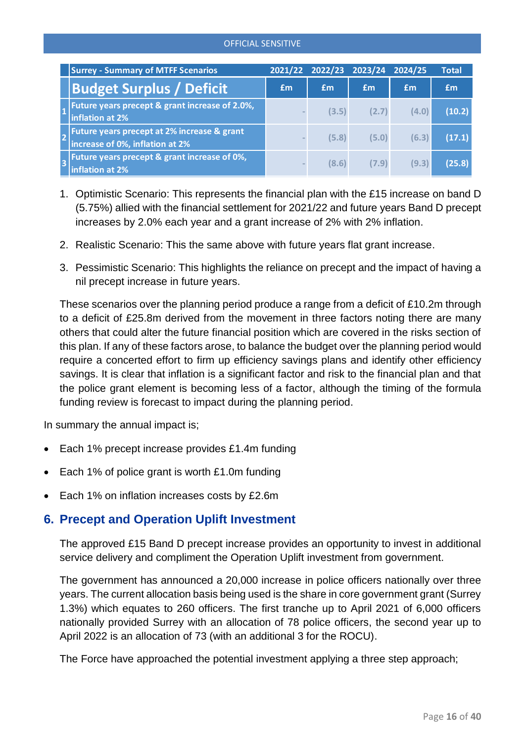OFFICIAL SENSITIVE

| | Surrey - Summary of MTFF Scenarios | 2021/22 | 2022/23 | 2023/24 | 2024/25 | Total |
|---|---|---|---|---|---|---|
| | **Budget Surplus / Deficit** | £m | £m | £m | £m | £m |
| 1 | Future years precept & grant increase of 2.0%, inflation at 2% | - | (3.5) | (2.7) | (4.0) | (10.2) |
| 2 | Future years precept at 2% increase & grant increase of 0%, inflation at 2% | - | (5.8) | (5.0) | (6.3) | (17.1) |
| 3 | Future years precept & grant increase of 0%, inflation at 2% | - | (8.6) | (7.9) | (9.3) | (25.8) |

1. Optimistic Scenario: This represents the financial plan with the £15 increase on band D (5.75%) allied with the financial settlement for 2021/22 and future years Band D precept increases by 2.0% each year and a grant increase of 2% with 2% inflation.
2. Realistic Scenario: This the same above with future years flat grant increase.
3. Pessimistic Scenario: This highlights the reliance on precept and the impact of having a nil precept increase in future years.

These scenarios over the planning period produce a range from a deficit of £10.2m through to a deficit of £25.8m derived from the movement in three factors noting there are many others that could alter the future financial position which are covered in the risks section of this plan. If any of these factors arose, to balance the budget over the planning period would require a concerted effort to firm up efficiency savings plans and identify other efficiency savings. It is clear that inflation is a significant factor and risk to the financial plan and that the police grant element is becoming less of a factor, although the timing of the formula funding review is forecast to impact during the planning period.

In summary the annual impact is;

- Each 1% precept increase provides £1.4m funding
- Each 1% of police grant is worth £1.0m funding
- Each 1% on inflation increases costs by £2.6m

## 6. Precept and Operation Uplift Investment

The approved £15 Band D precept increase provides an opportunity to invest in additional service delivery and compliment the Operation Uplift investment from government.

The government has announced a 20,000 increase in police officers nationally over three years. The current allocation basis being used is the share in core government grant (Surrey 1.3%) which equates to 260 officers. The first tranche up to April 2021 of 6,000 officers nationally provided Surrey with an allocation of 78 police officers, the second year up to April 2022 is an allocation of 73 (with an additional 3 for the ROCU).

The Force have approached the potential investment applying a three step approach;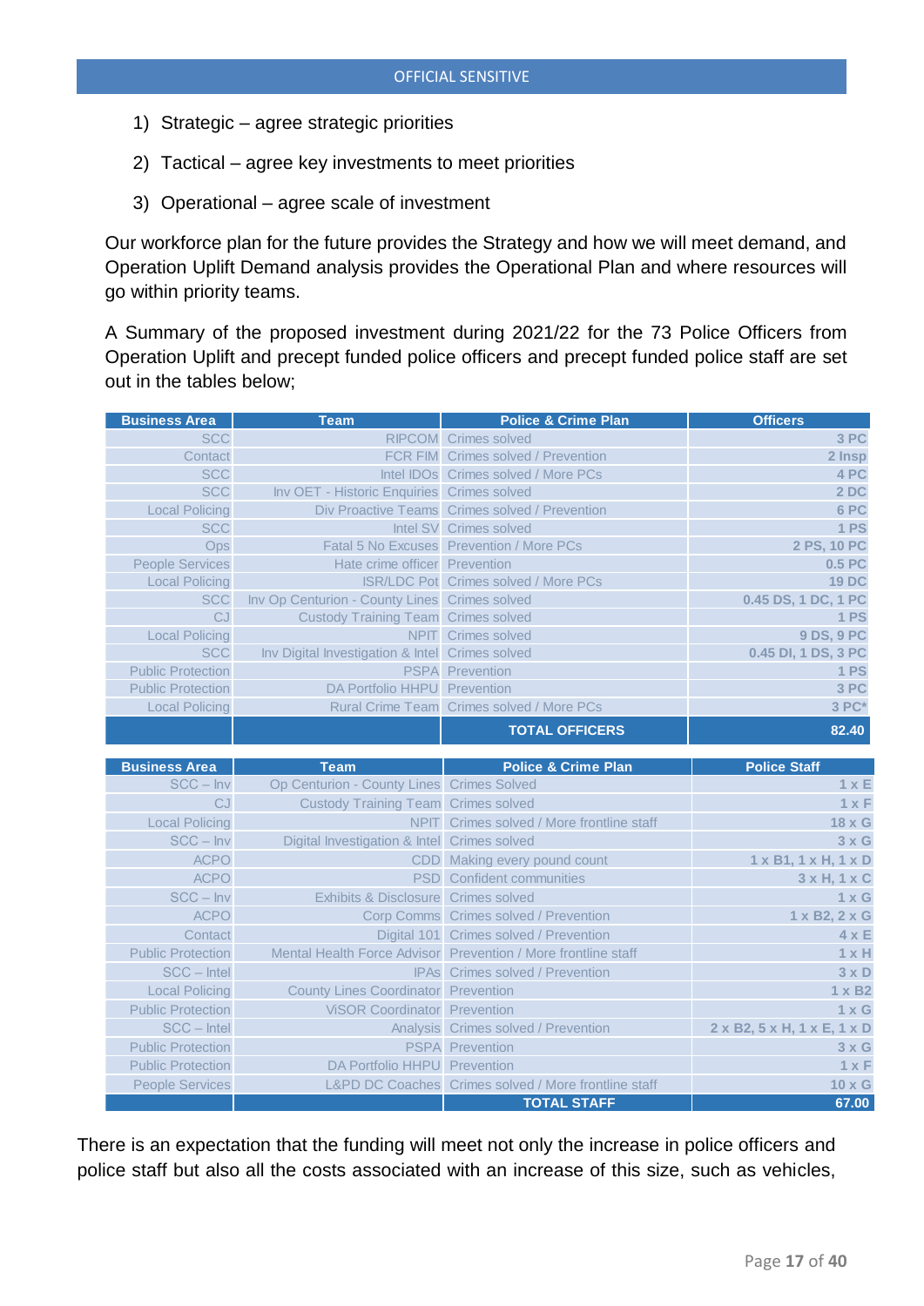1) Strategic – agree strategic priorities
2) Tactical – agree key investments to meet priorities
3) Operational – agree scale of investment

Our workforce plan for the future provides the Strategy and how we will meet demand, and Operation Uplift Demand analysis provides the Operational Plan and where resources will go within priority teams.

A Summary of the proposed investment during 2021/22 for the 73 Police Officers from Operation Uplift and precept funded police officers and precept funded police staff are set out in the tables below;

| Business Area | Team | Police & Crime Plan | Officers |
|---|---|---|---|
| SCC | RIPCOM | Crimes solved | 3 PC |
| Contact | FCR FIM | Crimes solved / Prevention | 2 Insp |
| SCC | Intel IDOs | Crimes solved / More PCs | 4 PC |
| SCC | Inv OET - Historic Enquiries | Crimes solved | 2 DC |
| Local Policing | Div Proactive Teams | Crimes solved / Prevention | 6 PC |
| SCC | Intel SV | Crimes solved | 1 PS |
| Ops | Fatal 5 No Excuses | Prevention / More PCs | 2 PS, 10 PC |
| People Services | Hate crime officer | Prevention | 0.5 PC |
| Local Policing | ISR/LDC Pot | Crimes solved / More PCs | 19 DC |
| SCC | Inv Op Centurion - County Lines | Crimes solved | 0.45 DS, 1 DC, 1 PC |
| CJ | Custody Training Team | Crimes solved | 1 PS |
| Local Policing | NPIT | Crimes solved | 9 DS, 9 PC |
| SCC | Inv Digital Investigation & Intel | Crimes solved | 0.45 DI, 1 DS, 3 PC |
| Public Protection | PSPA | Prevention | 1 PS |
| Public Protection | DA Portfolio HHPU | Prevention | 3 PC |
| Local Policing | Rural Crime Team | Crimes solved / More PCs | 3 PC* |
| | | **TOTAL OFFICERS** | **82.40** |

| Business Area | Team | Police & Crime Plan | Police Staff |
|---|---|---|---|
| SCC – Inv | Op Centurion - County Lines | Crimes Solved | 1 x E |
| CJ | Custody Training Team | Crimes solved | 1 x F |
| Local Policing | NPIT | Crimes solved / More frontline staff | 18 x G |
| SCC – Inv | Digital Investigation & Intel | Crimes solved | 3 x G |
| ACPO | CDD | Making every pound count | 1 x B1, 1 x H, 1 x D |
| ACPO | PSD | Confident communities | 3 x H, 1 x C |
| SCC – Inv | Exhibits & Disclosure | Crimes solved | 1 x G |
| ACPO | Corp Comms | Crimes solved / Prevention | 1 x B2, 2 x G |
| Contact | Digital 101 | Crimes solved / Prevention | 4 x E |
| Public Protection | Mental Health Force Advisor | Prevention / More frontline staff | 1 x H |
| SCC – Intel | IPAs | Crimes solved / Prevention | 3 x D |
| Local Policing | County Lines Coordinator | Prevention | 1 x B2 |
| Public Protection | ViSOR Coordinator | Prevention | 1 x G |
| SCC – Intel | Analysis | Crimes solved / Prevention | 2 x B2, 5 x H, 1 x E, 1 x D |
| Public Protection | PSPA | Prevention | 3 x G |
| Public Protection | DA Portfolio HHPU | Prevention | 1 x F |
| People Services | L&PD DC Coaches | Crimes solved / More frontline staff | 10 x G |
| | | **TOTAL STAFF** | **67.00** |

There is an expectation that the funding will meet not only the increase in police officers and police staff but also all the costs associated with an increase of this size, such as vehicles,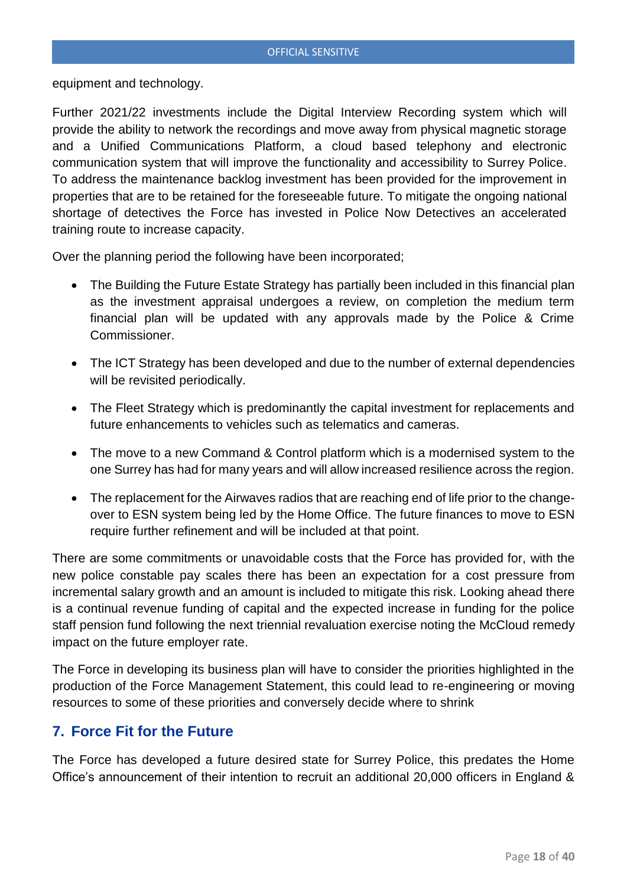equipment and technology.

Further 2021/22 investments include the Digital Interview Recording system which will provide the ability to network the recordings and move away from physical magnetic storage and a Unified Communications Platform, a cloud based telephony and electronic communication system that will improve the functionality and accessibility to Surrey Police. To address the maintenance backlog investment has been provided for the improvement in properties that are to be retained for the foreseeable future. To mitigate the ongoing national shortage of detectives the Force has invested in Police Now Detectives an accelerated training route to increase capacity.

Over the planning period the following have been incorporated;

- The Building the Future Estate Strategy has partially been included in this financial plan as the investment appraisal undergoes a review, on completion the medium term financial plan will be updated with any approvals made by the Police & Crime Commissioner.
- The ICT Strategy has been developed and due to the number of external dependencies will be revisited periodically.
- The Fleet Strategy which is predominantly the capital investment for replacements and future enhancements to vehicles such as telematics and cameras.
- The move to a new Command & Control platform which is a modernised system to the one Surrey has had for many years and will allow increased resilience across the region.
- The replacement for the Airwaves radios that are reaching end of life prior to the change-over to ESN system being led by the Home Office. The future finances to move to ESN require further refinement and will be included at that point.

There are some commitments or unavoidable costs that the Force has provided for, with the new police constable pay scales there has been an expectation for a cost pressure from incremental salary growth and an amount is included to mitigate this risk. Looking ahead there is a continual revenue funding of capital and the expected increase in funding for the police staff pension fund following the next triennial revaluation exercise noting the McCloud remedy impact on the future employer rate.

The Force in developing its business plan will have to consider the priorities highlighted in the production of the Force Management Statement, this could lead to re-engineering or moving resources to some of these priorities and conversely decide where to shrink

## 7. Force Fit for the Future

The Force has developed a future desired state for Surrey Police, this predates the Home Office's announcement of their intention to recruit an additional 20,000 officers in England &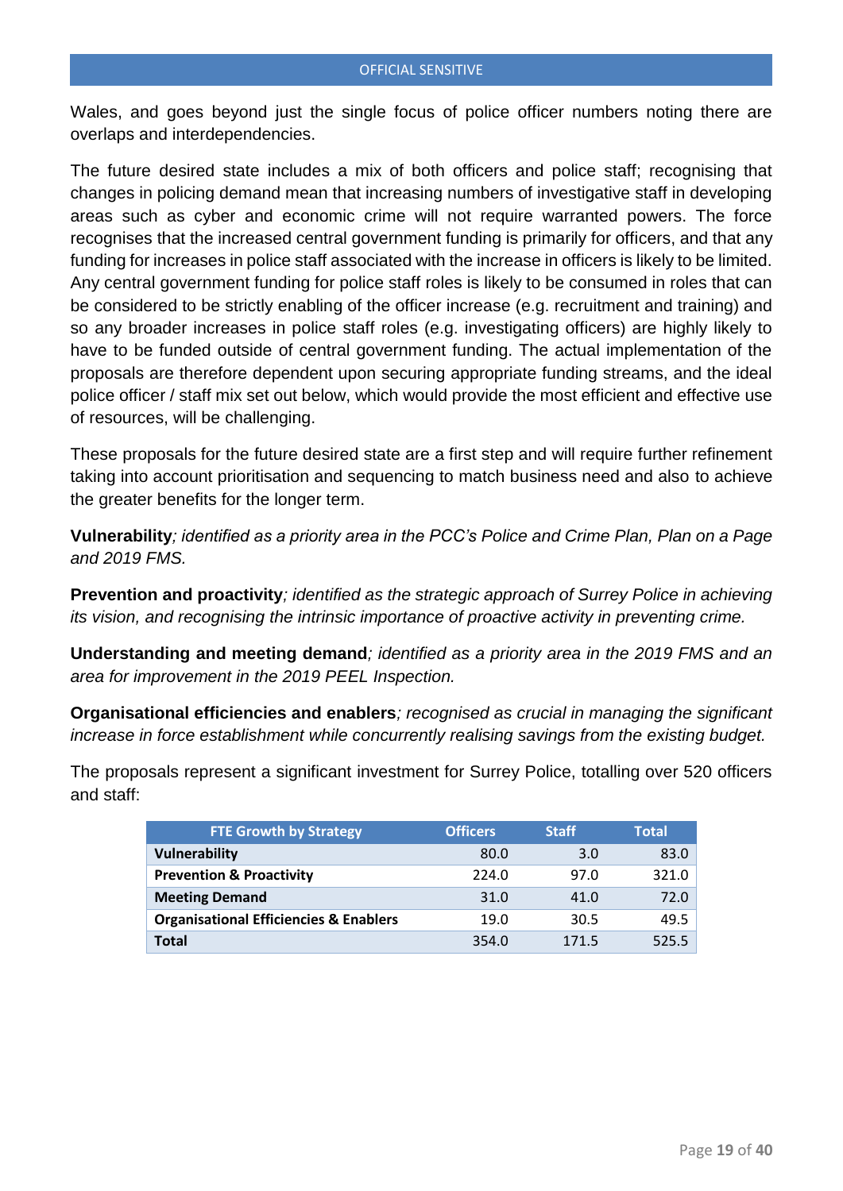Wales, and goes beyond just the single focus of police officer numbers noting there are overlaps and interdependencies.

The future desired state includes a mix of both officers and police staff; recognising that changes in policing demand mean that increasing numbers of investigative staff in developing areas such as cyber and economic crime will not require warranted powers. The force recognises that the increased central government funding is primarily for officers, and that any funding for increases in police staff associated with the increase in officers is likely to be limited. Any central government funding for police staff roles is likely to be consumed in roles that can be considered to be strictly enabling of the officer increase (e.g. recruitment and training) and so any broader increases in police staff roles (e.g. investigating officers) are highly likely to have to be funded outside of central government funding. The actual implementation of the proposals are therefore dependent upon securing appropriate funding streams, and the ideal police officer / staff mix set out below, which would provide the most efficient and effective use of resources, will be challenging.

These proposals for the future desired state are a first step and will require further refinement taking into account prioritisation and sequencing to match business need and also to achieve the greater benefits for the longer term.

**Vulnerability**; *identified as a priority area in the PCC's Police and Crime Plan, Plan on a Page and 2019 FMS.*

**Prevention and proactivity**; *identified as the strategic approach of Surrey Police in achieving its vision, and recognising the intrinsic importance of proactive activity in preventing crime.*

**Understanding and meeting demand**; *identified as a priority area in the 2019 FMS and an area for improvement in the 2019 PEEL Inspection.*

**Organisational efficiencies and enablers**; *recognised as crucial in managing the significant increase in force establishment while concurrently realising savings from the existing budget.*

The proposals represent a significant investment for Surrey Police, totalling over 520 officers and staff:

| FTE Growth by Strategy | Officers | Staff | Total |
|---|---|---|---|
| **Vulnerability** | 80.0 | 3.0 | 83.0 |
| **Prevention & Proactivity** | 224.0 | 97.0 | 321.0 |
| **Meeting Demand** | 31.0 | 41.0 | 72.0 |
| **Organisational Efficiencies & Enablers** | 19.0 | 30.5 | 49.5 |
| **Total** | 354.0 | 171.5 | 525.5 |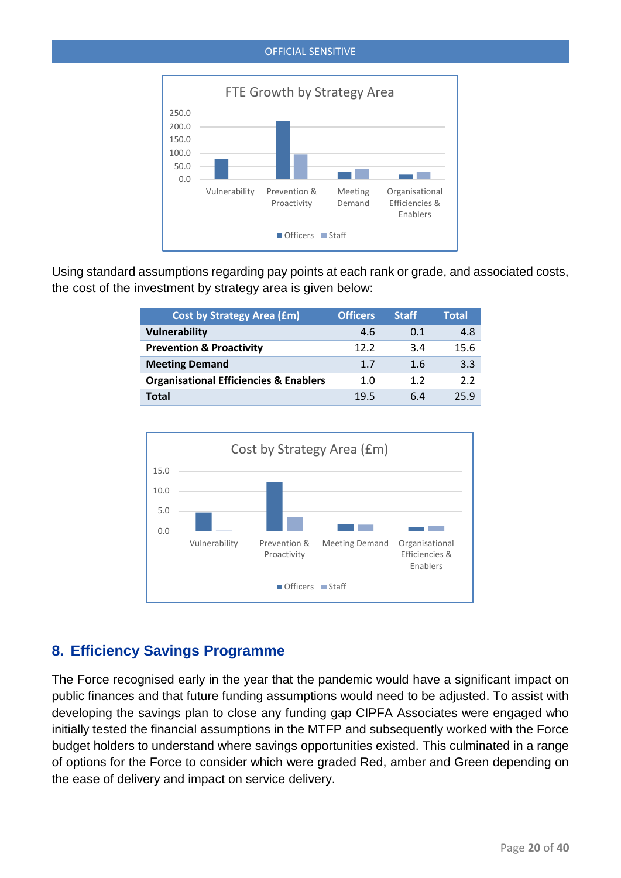FTE Growth by Strategy Area

250.0
200.0
150.0
100.0
50.0
0.0

Vulnerability
Prevention & Proactivity
Meeting Demand
Organisational Efficiencies & Enablers

Officers Staff

Using standard assumptions regarding pay points at each rank or grade, and associated costs, the cost of the investment by strategy area is given below:

| Cost by Strategy Area (£m) | Officers | Staff | Total |
|---|---|---|---|
| **Vulnerability** | 4.6 | 0.1 | 4.8 |
| **Prevention & Proactivity** | 12.2 | 3.4 | 15.6 |
| **Meeting Demand** | 1.7 | 1.6 | 3.3 |
| **Organisational Efficiencies & Enablers** | 1.0 | 1.2 | 2.2 |
| **Total** | 19.5 | 6.4 | 25.9 |

Cost by Strategy Area (£m)

15.0
10.0
5.0
0.0

Vulnerability
Prevention & Proactivity
Meeting Demand
Organisational Efficiencies & Enablers

Officers Staff

## 8. Efficiency Savings Programme

The Force recognised early in the year that the pandemic would have a significant impact on public finances and that future funding assumptions would need to be adjusted. To assist with developing the savings plan to close any funding gap CIPFA Associates were engaged who initially tested the financial assumptions in the MTFP and subsequently worked with the Force budget holders to understand where savings opportunities existed. This culminated in a range of options for the Force to consider which were graded Red, amber and Green depending on the ease of delivery and impact on service delivery.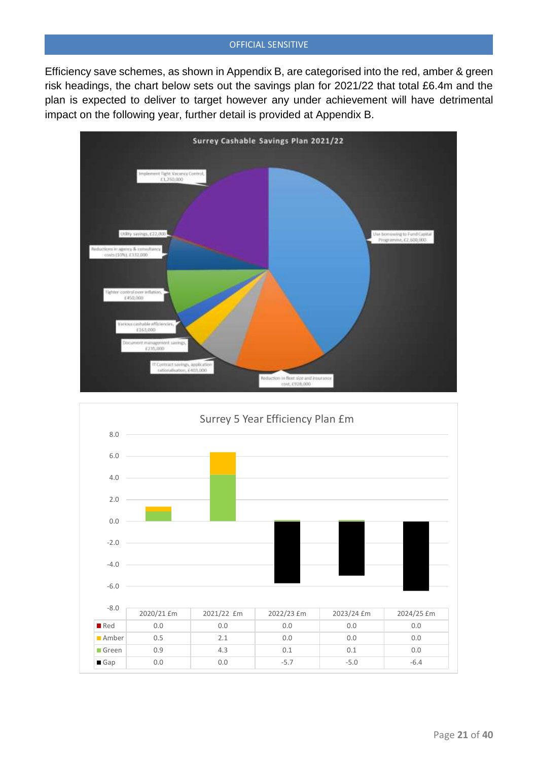Efficiency save schemes, as shown in Appendix B, are categorised into the red, amber & green risk headings, the chart below sets out the savings plan for 2021/22 that total £6.4m and the plan is expected to deliver to target however any under achievement will have detrimental impact on the following year, further detail is provided at Appendix B.

Surrey Cashable Savings Plan 2021/22

Implement Tight Vacancy Control, £1,250,000

Utility savings, £22,000

Reductions in agency & consultancy costs (10%), £332,000

Tighter control over inflation, £450,000

Various cashable efficiencies, £163,000

Document management savings, £235,000

IT Contract savings, application rationalisation, £403,000

Reduction in fleet size and insurance cost, £928,000

Use borrowing to Fund Capital Programme, £2,600,000

Surrey 5 Year Efficiency Plan £m

8.0
6.0
4.0
2.0
0.0
-2.0
-4.0
-6.0
-8.0

| | 2020/21 £m | 2021/22 £m | 2022/23 £m | 2023/24 £m | 2024/25 £m |
|---|---|---|---|---|---|
| Red | 0.0 | 0.0 | 0.0 | 0.0 | 0.0 |
| Amber | 0.5 | 2.1 | 0.0 | 0.0 | 0.0 |
| Green | 0.9 | 4.3 | 0.1 | 0.1 | 0.0 |
| Gap | 0.0 | 0.0 | -5.7 | -5.0 | -6.4 |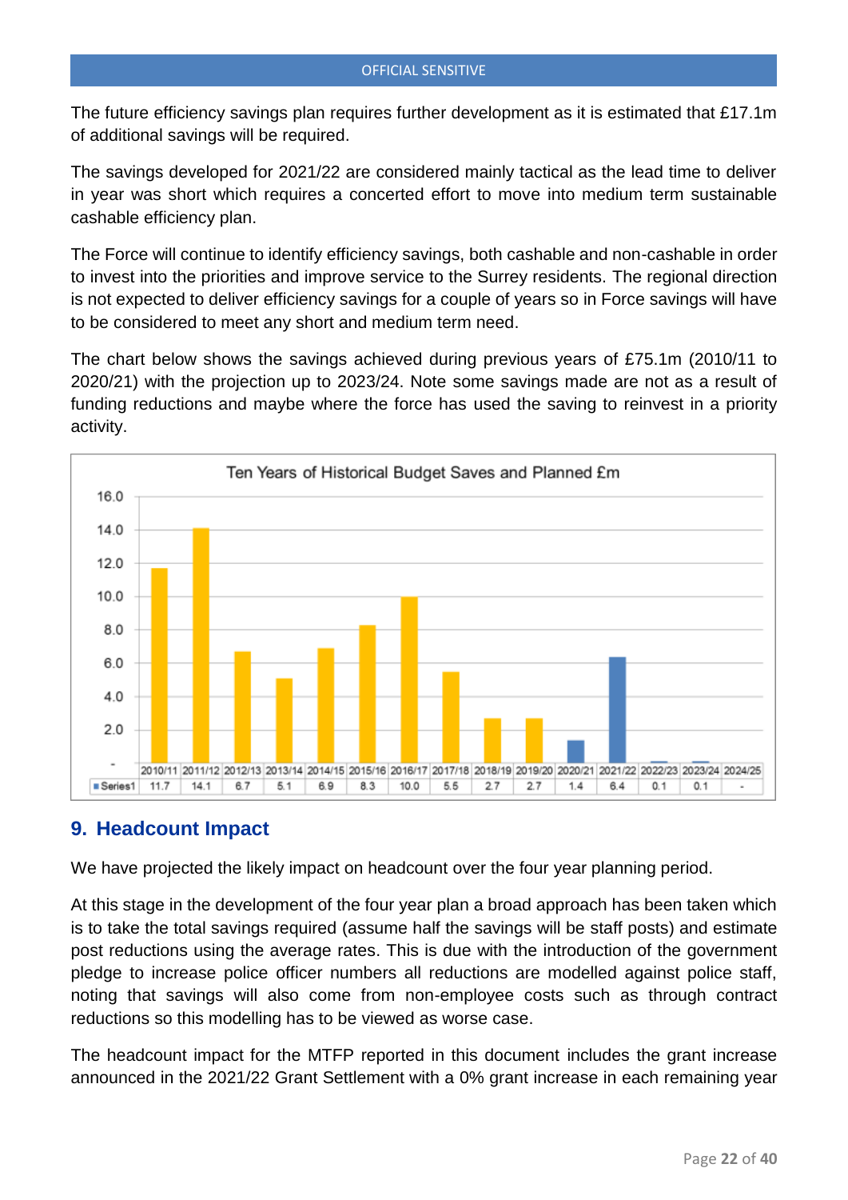The future efficiency savings plan requires further development as it is estimated that £17.1m of additional savings will be required.

The savings developed for 2021/22 are considered mainly tactical as the lead time to deliver in year was short which requires a concerted effort to move into medium term sustainable cashable efficiency plan.

The Force will continue to identify efficiency savings, both cashable and non-cashable in order to invest into the priorities and improve service to the Surrey residents. The regional direction is not expected to deliver efficiency savings for a couple of years so in Force savings will have to be considered to meet any short and medium term need.

The chart below shows the savings achieved during previous years of £75.1m (2010/11 to 2020/21) with the projection up to 2023/24. Note some savings made are not as a result of funding reductions and maybe where the force has used the saving to reinvest in a priority activity.

Ten Years of Historical Budget Saves and Planned £m

16.0
14.0
12.0
10.0
8.0
6.0
4.0
2.0
-

2010/11 2011/12 2012/13 2013/14 2014/15 2015/16 2016/17 2017/18 2018/19 2019/20 2020/21 2021/22 2022/23 2023/24 2024/25

Series1 11.7 14.1 6.7 5.1 6.9 8.3 10.0 5.5 2.7 2.7 1.4 6.4 0.1 0.1 -

## 9. Headcount Impact

We have projected the likely impact on headcount over the four year planning period.

At this stage in the development of the four year plan a broad approach has been taken which is to take the total savings required (assume half the savings will be staff posts) and estimate post reductions using the average rates. This is due with the introduction of the government pledge to increase police officer numbers all reductions are modelled against police staff, noting that savings will also come from non-employee costs such as through contract reductions so this modelling has to be viewed as worse case.

The headcount impact for the MTFP reported in this document includes the grant increase announced in the 2021/22 Grant Settlement with a 0% grant increase in each remaining year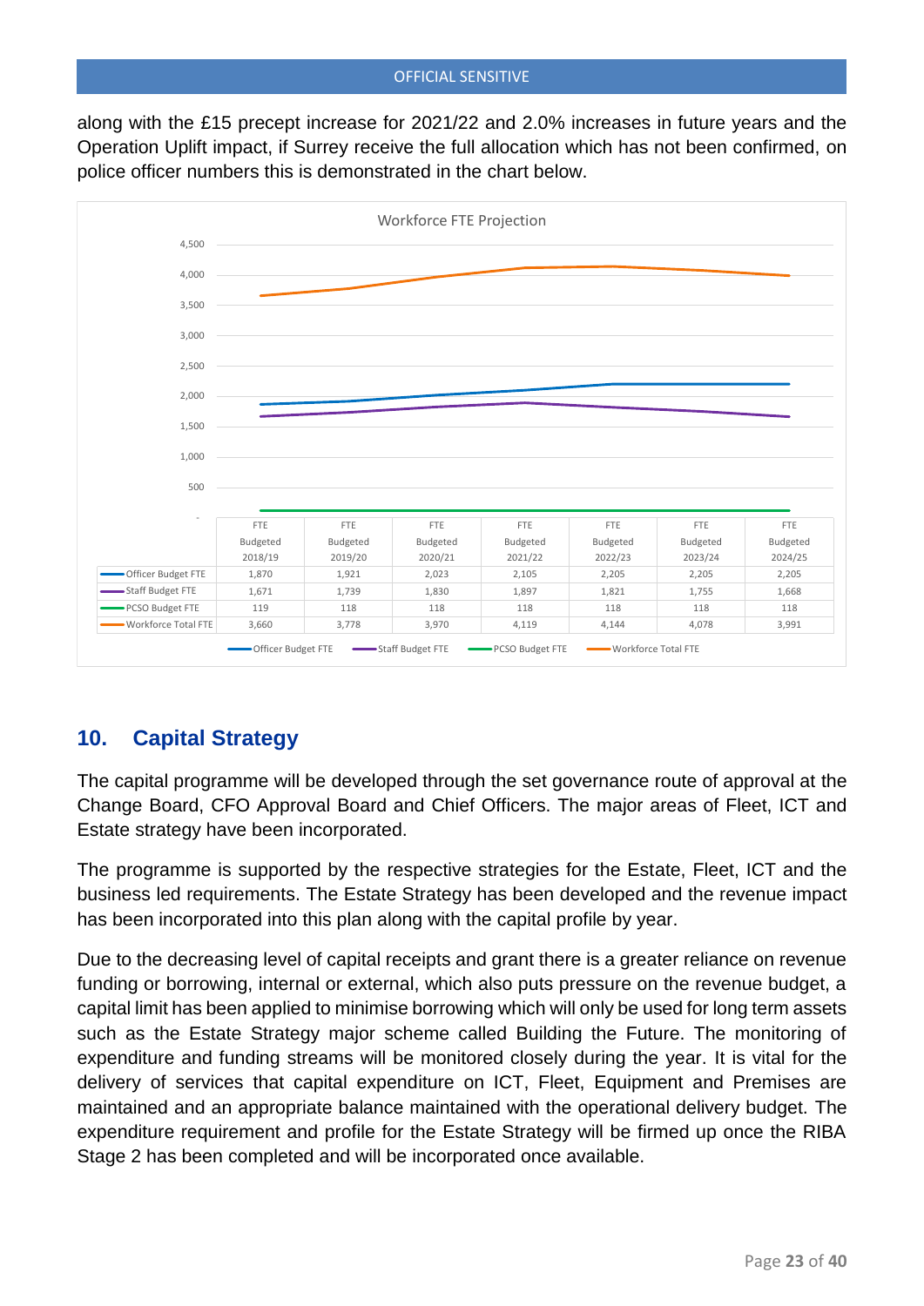along with the £15 precept increase for 2021/22 and 2.0% increases in future years and the Operation Uplift impact, if Surrey receive the full allocation which has not been confirmed, on police officer numbers this is demonstrated in the chart below.

Workforce FTE Projection

4,500
4,000
3,500
3,000
2,500
2,000
1,500
1,000
500
-

FTE Budgeted 2018/19
FTE Budgeted 2019/20
FTE Budgeted 2020/21
FTE Budgeted 2021/22
FTE Budgeted 2022/23
FTE Budgeted 2023/24
FTE Budgeted 2024/25

Officer Budget FTE 1,870 1,921 2,023 2,105 2,205 2,205 2,205
Staff Budget FTE 1,671 1,739 1,830 1,897 1,821 1,755 1,668
PCSO Budget FTE 119 118 118 118 118 118 118
Workforce Total FTE 3,660 3,778 3,970 4,119 4,144 4,078 3,991

Officer Budget FTE
Staff Budget FTE
PCSO Budget FTE
Workforce Total FTE

## 10. Capital Strategy

The capital programme will be developed through the set governance route of approval at the Change Board, CFO Approval Board and Chief Officers. The major areas of Fleet, ICT and Estate strategy have been incorporated.

The programme is supported by the respective strategies for the Estate, Fleet, ICT and the business led requirements. The Estate Strategy has been developed and the revenue impact has been incorporated into this plan along with the capital profile by year.

Due to the decreasing level of capital receipts and grant there is a greater reliance on revenue funding or borrowing, internal or external, which also puts pressure on the revenue budget, a capital limit has been applied to minimise borrowing which will only be used for long term assets such as the Estate Strategy major scheme called Building the Future. The monitoring of expenditure and funding streams will be monitored closely during the year. It is vital for the delivery of services that capital expenditure on ICT, Fleet, Equipment and Premises are maintained and an appropriate balance maintained with the operational delivery budget. The expenditure requirement and profile for the Estate Strategy will be firmed up once the RIBA Stage 2 has been completed and will be incorporated once available.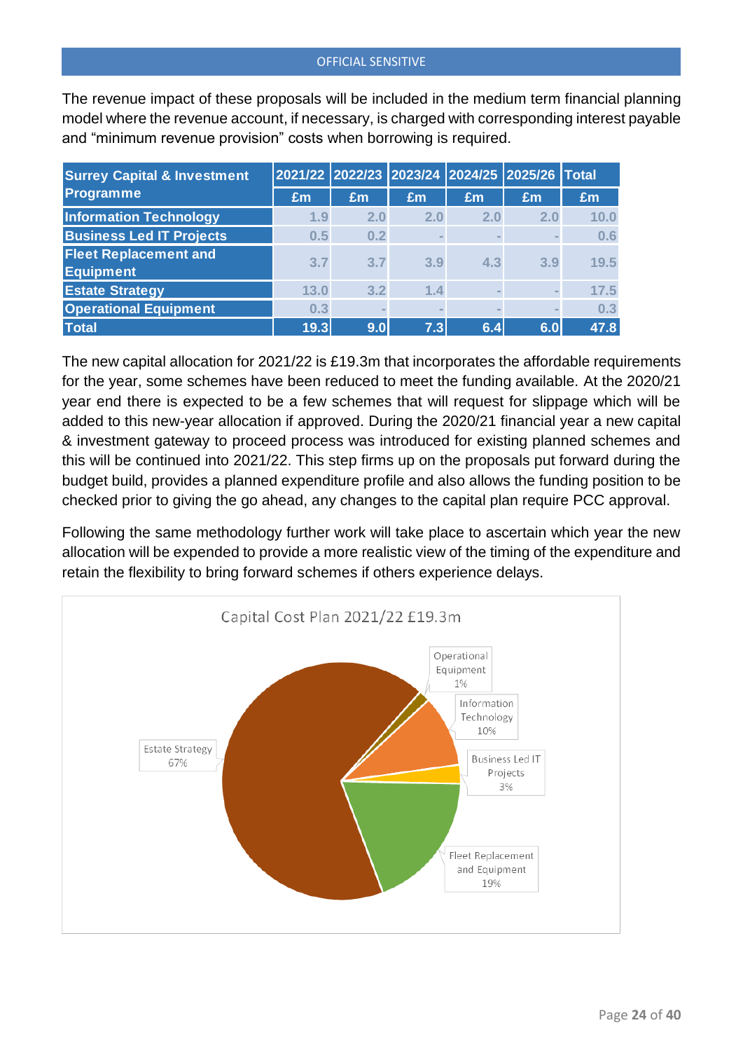The revenue impact of these proposals will be included in the medium term financial planning model where the revenue account, if necessary, is charged with corresponding interest payable and "minimum revenue provision" costs when borrowing is required.

| Surrey Capital & Investment Programme | 2021/22 | 2022/23 | 2023/24 | 2024/25 | 2025/26 | Total |
|---|---|---|---|---|---|---|
| | £m | £m | £m | £m | £m | £m |
| Information Technology | 1.9 | 2.0 | 2.0 | 2.0 | 2.0 | 10.0 |
| Business Led IT Projects | 0.5 | 0.2 | - | - | - | 0.6 |
| Fleet Replacement and Equipment | 3.7 | 3.7 | 3.9 | 4.3 | 3.9 | 19.5 |
| Estate Strategy | 13.0 | 3.2 | 1.4 | - | - | 17.5 |
| Operational Equipment | 0.3 | - | - | - | - | 0.3 |
| Total | 19.3 | 9.0 | 7.3 | 6.4 | 6.0 | 47.8 |

The new capital allocation for 2021/22 is £19.3m that incorporates the affordable requirements for the year, some schemes have been reduced to meet the funding available. At the 2020/21 year end there is expected to be a few schemes that will request for slippage which will be added to this new-year allocation if approved. During the 2020/21 financial year a new capital & investment gateway to proceed process was introduced for existing planned schemes and this will be continued into 2021/22. This step firms up on the proposals put forward during the budget build, provides a planned expenditure profile and also allows the funding position to be checked prior to giving the go ahead, any changes to the capital plan require PCC approval.

Following the same methodology further work will take place to ascertain which year the new allocation will be expended to provide a more realistic view of the timing of the expenditure and retain the flexibility to bring forward schemes if others experience delays.

Capital Cost Plan 2021/22 £19.3m

Operational Equipment 1%

Information Technology 10%

Business Led IT Projects 3%

Fleet Replacement and Equipment 19%

Estate Strategy 67%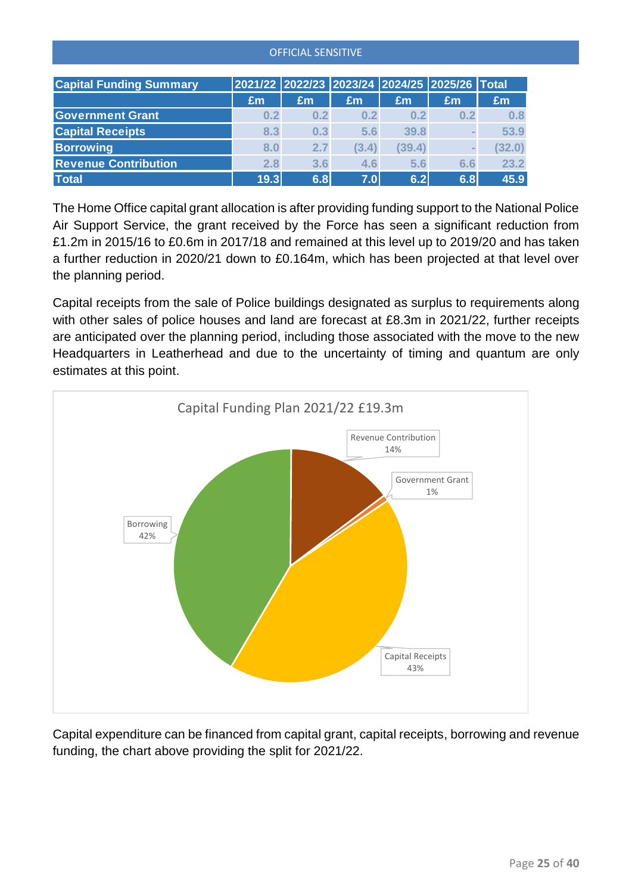| Capital Funding Summary | 2021/22 | 2022/23 | 2023/24 | 2024/25 | 2025/26 | Total |
|---|---|---|---|---|---|---|
| | £m | £m | £m | £m | £m | £m |
| Government Grant | 0.2 | 0.2 | 0.2 | 0.2 | 0.2 | 0.8 |
| Capital Receipts | 8.3 | 0.3 | 5.6 | 39.8 | - | 53.9 |
| Borrowing | 8.0 | 2.7 | (3.4) | (39.4) | - | (32.0) |
| Revenue Contribution | 2.8 | 3.6 | 4.6 | 5.6 | 6.6 | 23.2 |
| **Total** | **19.3** | **6.8** | **7.0** | **6.2** | **6.8** | **45.9** |

The Home Office capital grant allocation is after providing funding support to the National Police Air Support Service, the grant received by the Force has seen a significant reduction from £1.2m in 2015/16 to £0.6m in 2017/18 and remained at this level up to 2019/20 and has taken a further reduction in 2020/21 down to £0.164m, which has been projected at that level over the planning period.

Capital receipts from the sale of Police buildings designated as surplus to requirements along with other sales of police houses and land are forecast at £8.3m in 2021/22, further receipts are anticipated over the planning period, including those associated with the move to the new Headquarters in Leatherhead and due to the uncertainty of timing and quantum are only estimates at this point.

Capital Funding Plan 2021/22 £19.3m

Revenue Contribution 14%

Government Grant 1%

Borrowing 42%

Capital Receipts 43%

Capital expenditure can be financed from capital grant, capital receipts, borrowing and revenue funding, the chart above providing the split for 2021/22.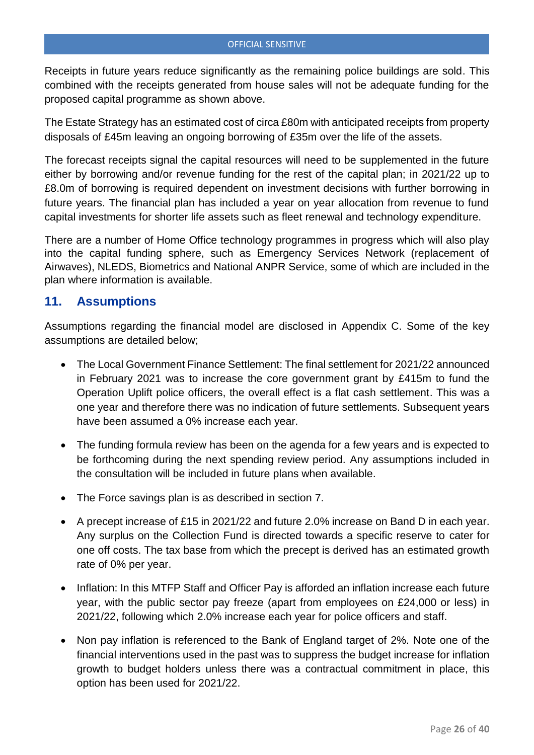Receipts in future years reduce significantly as the remaining police buildings are sold. This combined with the receipts generated from house sales will not be adequate funding for the proposed capital programme as shown above.

The Estate Strategy has an estimated cost of circa £80m with anticipated receipts from property disposals of £45m leaving an ongoing borrowing of £35m over the life of the assets.

The forecast receipts signal the capital resources will need to be supplemented in the future either by borrowing and/or revenue funding for the rest of the capital plan; in 2021/22 up to £8.0m of borrowing is required dependent on investment decisions with further borrowing in future years. The financial plan has included a year on year allocation from revenue to fund capital investments for shorter life assets such as fleet renewal and technology expenditure.

There are a number of Home Office technology programmes in progress which will also play into the capital funding sphere, such as Emergency Services Network (replacement of Airwaves), NLEDS, Biometrics and National ANPR Service, some of which are included in the plan where information is available.

## 11. Assumptions

Assumptions regarding the financial model are disclosed in Appendix C. Some of the key assumptions are detailed below;

- The Local Government Finance Settlement: The final settlement for 2021/22 announced in February 2021 was to increase the core government grant by £415m to fund the Operation Uplift police officers, the overall effect is a flat cash settlement. This was a one year and therefore there was no indication of future settlements. Subsequent years have been assumed a 0% increase each year.

- The funding formula review has been on the agenda for a few years and is expected to be forthcoming during the next spending review period. Any assumptions included in the consultation will be included in future plans when available.

- The Force savings plan is as described in section 7.

- A precept increase of £15 in 2021/22 and future 2.0% increase on Band D in each year. Any surplus on the Collection Fund is directed towards a specific reserve to cater for one off costs. The tax base from which the precept is derived has an estimated growth rate of 0% per year.

- Inflation: In this MTFP Staff and Officer Pay is afforded an inflation increase each future year, with the public sector pay freeze (apart from employees on £24,000 or less) in 2021/22, following which 2.0% increase each year for police officers and staff.

- Non pay inflation is referenced to the Bank of England target of 2%. Note one of the financial interventions used in the past was to suppress the budget increase for inflation growth to budget holders unless there was a contractual commitment in place, this option has been used for 2021/22.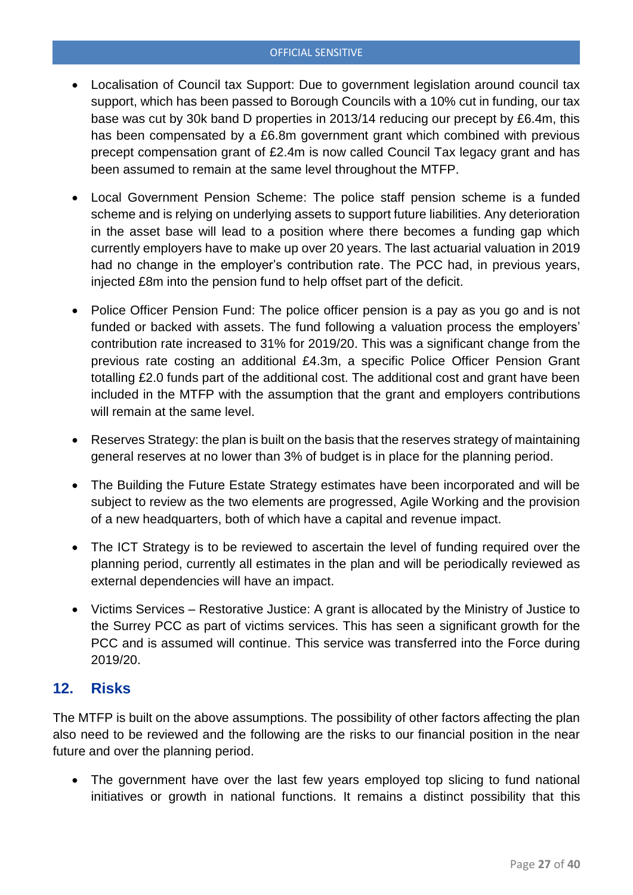- Localisation of Council tax Support: Due to government legislation around council tax support, which has been passed to Borough Councils with a 10% cut in funding, our tax base was cut by 30k band D properties in 2013/14 reducing our precept by £6.4m, this has been compensated by a £6.8m government grant which combined with previous precept compensation grant of £2.4m is now called Council Tax legacy grant and has been assumed to remain at the same level throughout the MTFP.

- Local Government Pension Scheme: The police staff pension scheme is a funded scheme and is relying on underlying assets to support future liabilities. Any deterioration in the asset base will lead to a position where there becomes a funding gap which currently employers have to make up over 20 years. The last actuarial valuation in 2019 had no change in the employer's contribution rate. The PCC had, in previous years, injected £8m into the pension fund to help offset part of the deficit.

- Police Officer Pension Fund: The police officer pension is a pay as you go and is not funded or backed with assets. The fund following a valuation process the employers' contribution rate increased to 31% for 2019/20. This was a significant change from the previous rate costing an additional £4.3m, a specific Police Officer Pension Grant totalling £2.0 funds part of the additional cost. The additional cost and grant have been included in the MTFP with the assumption that the grant and employers contributions will remain at the same level.

- Reserves Strategy: the plan is built on the basis that the reserves strategy of maintaining general reserves at no lower than 3% of budget is in place for the planning period.

- The Building the Future Estate Strategy estimates have been incorporated and will be subject to review as the two elements are progressed, Agile Working and the provision of a new headquarters, both of which have a capital and revenue impact.

- The ICT Strategy is to be reviewed to ascertain the level of funding required over the planning period, currently all estimates in the plan and will be periodically reviewed as external dependencies will have an impact.

- Victims Services – Restorative Justice: A grant is allocated by the Ministry of Justice to the Surrey PCC as part of victims services. This has seen a significant growth for the PCC and is assumed will continue. This service was transferred into the Force during 2019/20.

## 12. Risks

The MTFP is built on the above assumptions. The possibility of other factors affecting the plan also need to be reviewed and the following are the risks to our financial position in the near future and over the planning period.

- The government have over the last few years employed top slicing to fund national initiatives or growth in national functions. It remains a distinct possibility that this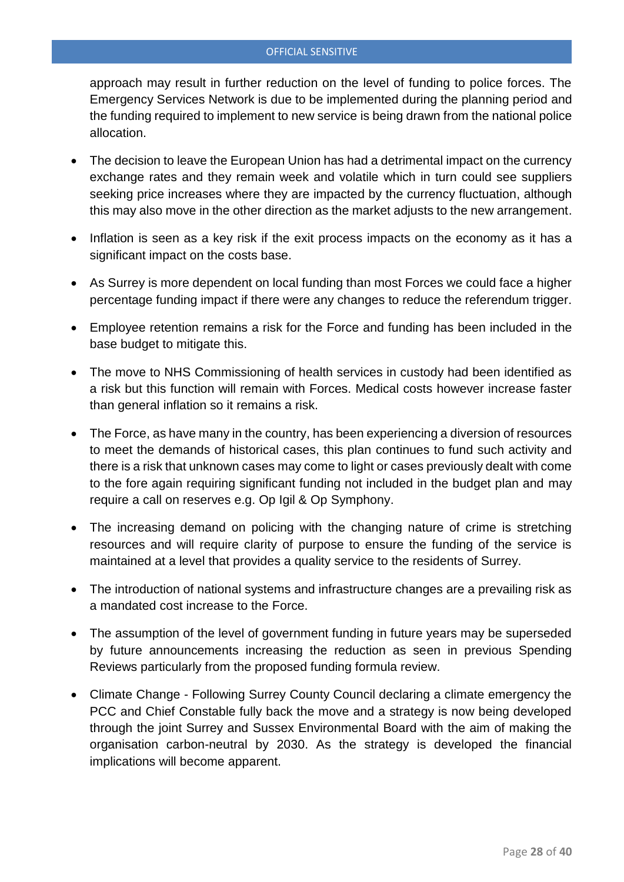approach may result in further reduction on the level of funding to police forces. The Emergency Services Network is due to be implemented during the planning period and the funding required to implement to new service is being drawn from the national police allocation.

- The decision to leave the European Union has had a detrimental impact on the currency exchange rates and they remain week and volatile which in turn could see suppliers seeking price increases where they are impacted by the currency fluctuation, although this may also move in the other direction as the market adjusts to the new arrangement.
- Inflation is seen as a key risk if the exit process impacts on the economy as it has a significant impact on the costs base.
- As Surrey is more dependent on local funding than most Forces we could face a higher percentage funding impact if there were any changes to reduce the referendum trigger.
- Employee retention remains a risk for the Force and funding has been included in the base budget to mitigate this.
- The move to NHS Commissioning of health services in custody had been identified as a risk but this function will remain with Forces. Medical costs however increase faster than general inflation so it remains a risk.
- The Force, as have many in the country, has been experiencing a diversion of resources to meet the demands of historical cases, this plan continues to fund such activity and there is a risk that unknown cases may come to light or cases previously dealt with come to the fore again requiring significant funding not included in the budget plan and may require a call on reserves e.g. Op Igil & Op Symphony.
- The increasing demand on policing with the changing nature of crime is stretching resources and will require clarity of purpose to ensure the funding of the service is maintained at a level that provides a quality service to the residents of Surrey.
- The introduction of national systems and infrastructure changes are a prevailing risk as a mandated cost increase to the Force.
- The assumption of the level of government funding in future years may be superseded by future announcements increasing the reduction as seen in previous Spending Reviews particularly from the proposed funding formula review.
- Climate Change - Following Surrey County Council declaring a climate emergency the PCC and Chief Constable fully back the move and a strategy is now being developed through the joint Surrey and Sussex Environmental Board with the aim of making the organisation carbon-neutral by 2030. As the strategy is developed the financial implications will become apparent.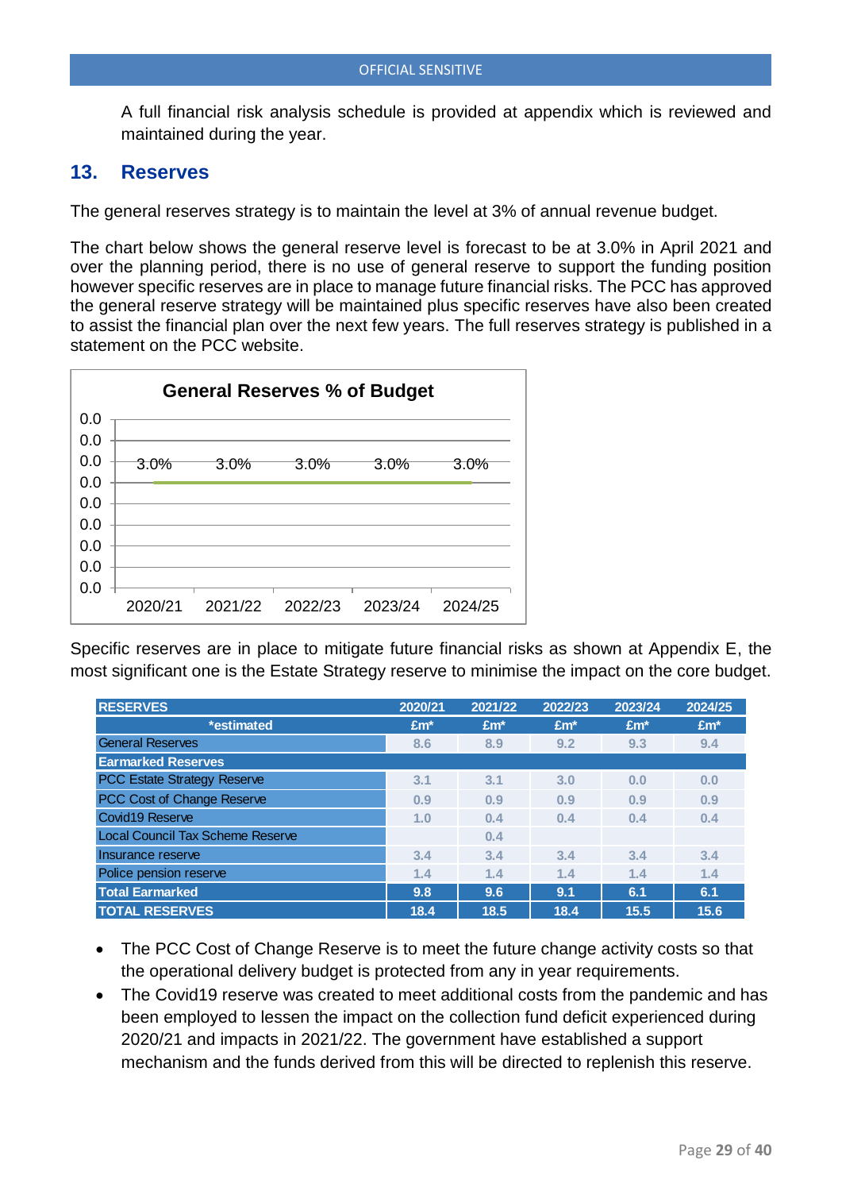A full financial risk analysis schedule is provided at appendix which is reviewed and maintained during the year.

## 13. Reserves

The general reserves strategy is to maintain the level at 3% of annual revenue budget.

The chart below shows the general reserve level is forecast to be at 3.0% in April 2021 and over the planning period, there is no use of general reserve to support the funding position however specific reserves are in place to manage future financial risks. The PCC has approved the general reserve strategy will be maintained plus specific reserves have also been created to assist the financial plan over the next few years. The full reserves strategy is published in a statement on the PCC website.

General Reserves % of Budget

0.0
0.0
0.0
0.0
0.0
0.0
0.0
0.0
0.0

3.0% 3.0% 3.0% 3.0% 3.0%

2020/21 2021/22 2022/23 2023/24 2024/25

Specific reserves are in place to mitigate future financial risks as shown at Appendix E, the most significant one is the Estate Strategy reserve to minimise the impact on the core budget.

| RESERVES | 2020/21 | 2021/22 | 2022/23 | 2023/24 | 2024/25 |
|---|---|---|---|---|---|
| *estimated | £m* | £m* | £m* | £m* | £m* |
| General Reserves | 8.6 | 8.9 | 9.2 | 9.3 | 9.4 |
| **Earmarked Reserves** | | | | | |
| PCC Estate Strategy Reserve | 3.1 | 3.1 | 3.0 | 0.0 | 0.0 |
| PCC Cost of Change Reserve | 0.9 | 0.9 | 0.9 | 0.9 | 0.9 |
| Covid19 Reserve | 1.0 | 0.4 | 0.4 | 0.4 | 0.4 |
| Local Council Tax Scheme Reserve | | 0.4 | | | |
| Insurance reserve | 3.4 | 3.4 | 3.4 | 3.4 | 3.4 |
| Police pension reserve | 1.4 | 1.4 | 1.4 | 1.4 | 1.4 |
| **Total Earmarked** | **9.8** | **9.6** | **9.1** | **6.1** | **6.1** |
| **TOTAL RESERVES** | **18.4** | **18.5** | **18.4** | **15.5** | **15.6** |

- The PCC Cost of Change Reserve is to meet the future change activity costs so that the operational delivery budget is protected from any in year requirements.
- The Covid19 reserve was created to meet additional costs from the pandemic and has been employed to lessen the impact on the collection fund deficit experienced during 2020/21 and impacts in 2021/22. The government have established a support mechanism and the funds derived from this will be directed to replenish this reserve.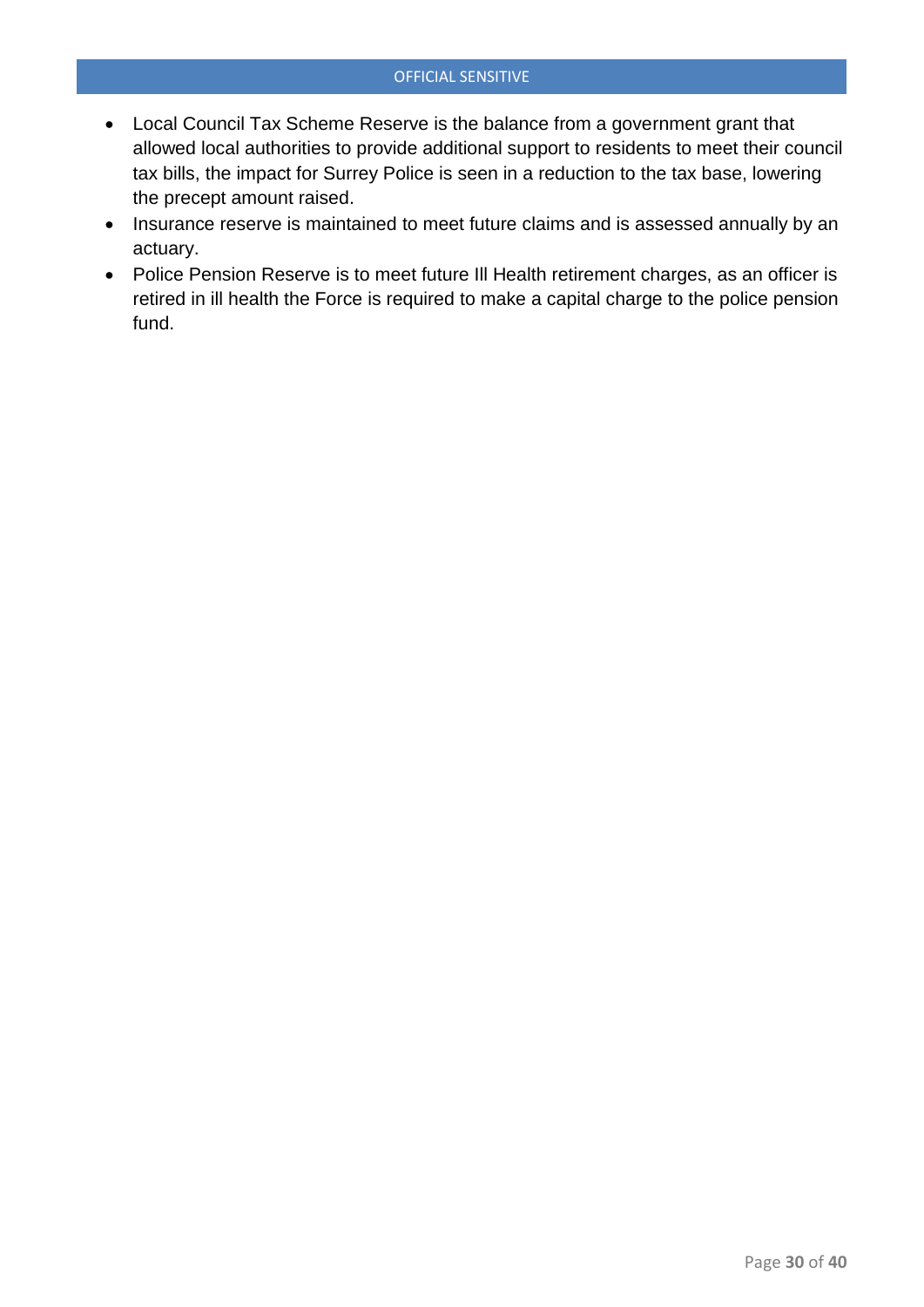- Local Council Tax Scheme Reserve is the balance from a government grant that allowed local authorities to provide additional support to residents to meet their council tax bills, the impact for Surrey Police is seen in a reduction to the tax base, lowering the precept amount raised.
- Insurance reserve is maintained to meet future claims and is assessed annually by an actuary.
- Police Pension Reserve is to meet future Ill Health retirement charges, as an officer is retired in ill health the Force is required to make a capital charge to the police pension fund.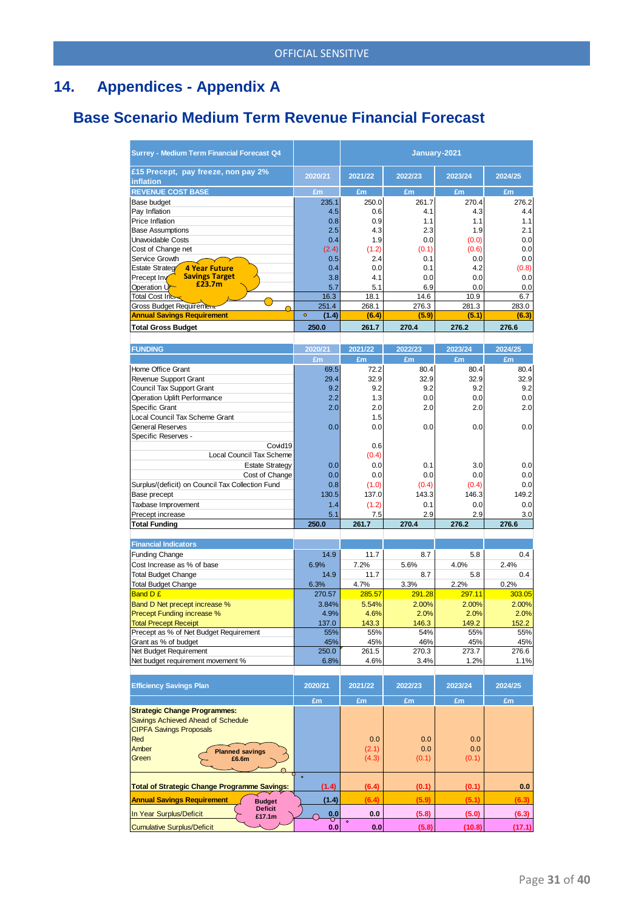# 14. Appendices - Appendix A

## Base Scenario Medium Term Revenue Financial Forecast

| Surrey - Medium Term Financial Forecast Q4 | | January-2021 | | | |
|---|---|---|---|---|---|
| £15 Precept, pay freeze, non pay 2% inflation | 2020/21 | 2021/22 | 2022/23 | 2023/24 | 2024/25 |
| **REVENUE COST BASE** | £m | £m | £m | £m | £m |
| Base budget | 235.1 | 250.0 | 261.7 | 270.4 | 276.2 |
| Pay Inflation | 4.5 | 0.6 | 4.1 | 4.3 | 4.4 |
| Price Inflation | 0.8 | 0.9 | 1.1 | 1.1 | 1.1 |
| Base Assumptions | 2.5 | 4.3 | 2.3 | 1.9 | 2.1 |
| Unavoidable Costs | 0.4 | 1.9 | 0.0 | (0.0) | 0.0 |
| Cost of Change net | (2.4) | (1.2) | (0.1) | (0.6) | 0.0 |
| Service Growth | 0.5 | 2.4 | 0.1 | 0.0 | 0.0 |
| Estate Strategy | 0.4 | 0.0 | 0.1 | 4.2 | (0.8) |
| Precept Inv | 3.8 | 4.1 | 0.0 | 0.0 | 0.0 |
| Operation U | 5.7 | 5.1 | 6.9 | 0.0 | 0.0 |
| Total Cost Inc | 16.3 | 18.1 | 14.6 | 10.9 | 6.7 |
| Gross Budget Requirement | 251.4 | 268.1 | 276.3 | 281.3 | 283.0 |
| **Annual Savings Requirement** | (1.4) | (6.4) | (5.9) | (5.1) | (6.3) |
| **Total Gross Budget** | 250.0 | 261.7 | 270.4 | 276.2 | 276.6 |

4 Year Future Savings Target £23.7m

| FUNDING | 2020/21 | 2021/22 | 2022/23 | 2023/24 | 2024/25 |
|---|---|---|---|---|---|
| | £m | £m | £m | £m | £m |
| Home Office Grant | 69.5 | 72.2 | 80.4 | 80.4 | 80.4 |
| Revenue Support Grant | 29.4 | 32.9 | 32.9 | 32.9 | 32.9 |
| Council Tax Support Grant | 9.2 | 9.2 | 9.2 | 9.2 | 9.2 |
| Operation Uplift Performance | 2.2 | 1.3 | 0.0 | 0.0 | 0.0 |
| Specific Grant | 2.0 | 2.0 | 2.0 | 2.0 | 2.0 |
| Local Council Tax Scheme Grant | | 1.5 | | | |
| General Reserves | 0.0 | 0.0 | 0.0 | 0.0 | 0.0 |
| Specific Reserves - | | | | | |
| Covid19 | | 0.6 | | | |
| Local Council Tax Scheme | | (0.4) | | | |
| Estate Strategy | 0.0 | 0.0 | 0.1 | 3.0 | 0.0 |
| Cost of Change | 0.0 | 0.0 | 0.0 | 0.0 | 0.0 |
| Surplus/(deficit) on Council Tax Collection Fund | 0.8 | (1.0) | (0.4) | (0.4) | 0.0 |
| Base precept | 130.5 | 137.0 | 143.3 | 146.3 | 149.2 |
| Taxbase Improvement | 1.4 | (1.2) | 0.1 | 0.0 | 0.0 |
| Precept increase | 5.1 | 7.5 | 2.9 | 2.9 | 3.0 |
| **Total Funding** | 250.0 | 261.7 | 270.4 | 276.2 | 276.6 |

| Financial Indicators | 2020/21 | 2021/22 | 2022/23 | 2023/24 | 2024/25 |
|---|---|---|---|---|---|
| Funding Change | 14.9 | 11.7 | 8.7 | 5.8 | 0.4 |
| Cost Increase as % of base | 6.9% | 7.2% | 5.6% | 4.0% | 2.4% |
| Total Budget Change | 14.9 | 11.7 | 8.7 | 5.8 | 0.4 |
| Total Budget Change | 6.3% | 4.7% | 3.3% | 2.2% | 0.2% |
| Band D £ | 270.57 | 285.57 | 291.28 | 297.11 | 303.05 |
| Band D Net precept increase % | 3.84% | 5.54% | 2.00% | 2.00% | 2.00% |
| Precept Funding increase % | 4.9% | 4.6% | 2.0% | 2.0% | 2.0% |
| Total Precept Receipt | 137.0 | 143.3 | 146.3 | 149.2 | 152.2 |
| Precept as % of Net Budget Requirement | 55% | 55% | 54% | 55% | 55% |
| Grant as % of budget | 45% | 45% | 46% | 45% | 45% |
| Net Budget Requirement | 250.0 | 261.5 | 270.3 | 273.7 | 276.6 |
| Net budget requirement movement % | 6.8% | 4.6% | 3.4% | 1.2% | 1.1% |

| Efficiency Savings Plan | 2020/21 | 2021/22 | 2022/23 | 2023/24 | 2024/25 |
|---|---|---|---|---|---|
| | £m | £m | £m | £m | £m |
| **Strategic Change Programmes:** | | | | | |
| Savings Achieved Ahead of Schedule | | | | | |
| CIPFA Savings Proposals | | | | | |
| Red | | 0.0 | 0.0 | 0.0 | |
| Amber | | (2.1) | 0.0 | 0.0 | |
| Green | | (4.3) | (0.1) | (0.1) | |
| **Total of Strategic Change Programme Savings:** | (1.4) | (6.4) | (0.1) | (0.1) | 0.0 |
| **Annual Savings Requirement** | (1.4) | (6.4) | (5.9) | (5.1) | (6.3) |
| In Year Surplus/Deficit | 0.0 | 0.0 | (5.8) | (5.0) | (6.3) |
| Cumulative Surplus/Deficit | 0.0 | 0.0 | (5.8) | (10.8) | (17.1) |

Planned savings £6.6m

Budget Deficit £17.1m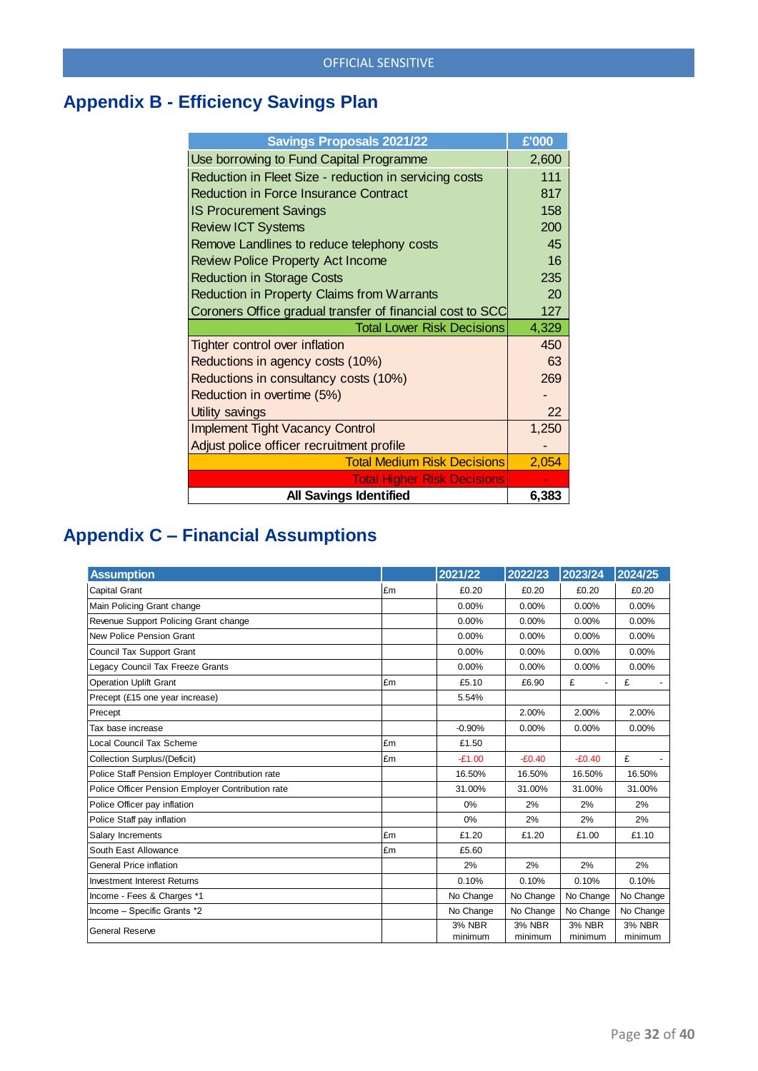## Appendix B - Efficiency Savings Plan

| Savings Proposals 2021/22 | £'000 |
|---|---|
| Use borrowing to Fund Capital Programme | 2,600 |
| Reduction in Fleet Size - reduction in servicing costs | 111 |
| Reduction in Force Insurance Contract | 817 |
| IS Procurement Savings | 158 |
| Review ICT Systems | 200 |
| Remove Landlines to reduce telephony costs | 45 |
| Review Police Property Act Income | 16 |
| Reduction in Storage Costs | 235 |
| Reduction in Property Claims from Warrants | 20 |
| Coroners Office gradual transfer of financial cost to SCC | 127 |
| Total Lower Risk Decisions | 4,329 |
| Tighter control over inflation | 450 |
| Reductions in agency costs (10%) | 63 |
| Reductions in consultancy costs (10%) | 269 |
| Reduction in overtime (5%) | - |
| Utility savings | 22 |
| Implement Tight Vacancy Control | 1,250 |
| Adjust police officer recruitment profile | - |
| Total Medium Risk Decisions | 2,054 |
| Total Higher Risk Decisions | - |
| **All Savings Identified** | **6,383** |

## Appendix C – Financial Assumptions

| Assumption | | 2021/22 | 2022/23 | 2023/24 | 2024/25 |
|---|---|---|---|---|---|
| Capital Grant | £m | £0.20 | £0.20 | £0.20 | £0.20 |
| Main Policing Grant change | | 0.00% | 0.00% | 0.00% | 0.00% |
| Revenue Support Policing Grant change | | 0.00% | 0.00% | 0.00% | 0.00% |
| New Police Pension Grant | | 0.00% | 0.00% | 0.00% | 0.00% |
| Council Tax Support Grant | | 0.00% | 0.00% | 0.00% | 0.00% |
| Legacy Council Tax Freeze Grants | | 0.00% | 0.00% | 0.00% | 0.00% |
| Operation Uplift Grant | £m | £5.10 | £6.90 | £ - | £ - |
| Precept (£15 one year increase) | | 5.54% | | | |
| Precept | | | 2.00% | 2.00% | 2.00% |
| Tax base increase | | -0.90% | 0.00% | 0.00% | 0.00% |
| Local Council Tax Scheme | £m | £1.50 | | | |
| Collection Surplus/(Deficit) | £m | -£1.00 | -£0.40 | -£0.40 | £ - |
| Police Staff Pension Employer Contribution rate | | 16.50% | 16.50% | 16.50% | 16.50% |
| Police Officer Pension Employer Contribution rate | | 31.00% | 31.00% | 31.00% | 31.00% |
| Police Officer pay inflation | | 0% | 2% | 2% | 2% |
| Police Staff pay inflation | | 0% | 2% | 2% | 2% |
| Salary Increments | £m | £1.20 | £1.20 | £1.00 | £1.10 |
| South East Allowance | £m | £5.60 | | | |
| General Price inflation | | 2% | 2% | 2% | 2% |
| Investment Interest Returns | | 0.10% | 0.10% | 0.10% | 0.10% |
| Income - Fees & Charges *1 | | No Change | No Change | No Change | No Change |
| Income – Specific Grants *2 | | No Change | No Change | No Change | No Change |
| General Reserve | | 3% NBR minimum | 3% NBR minimum | 3% NBR minimum | 3% NBR minimum |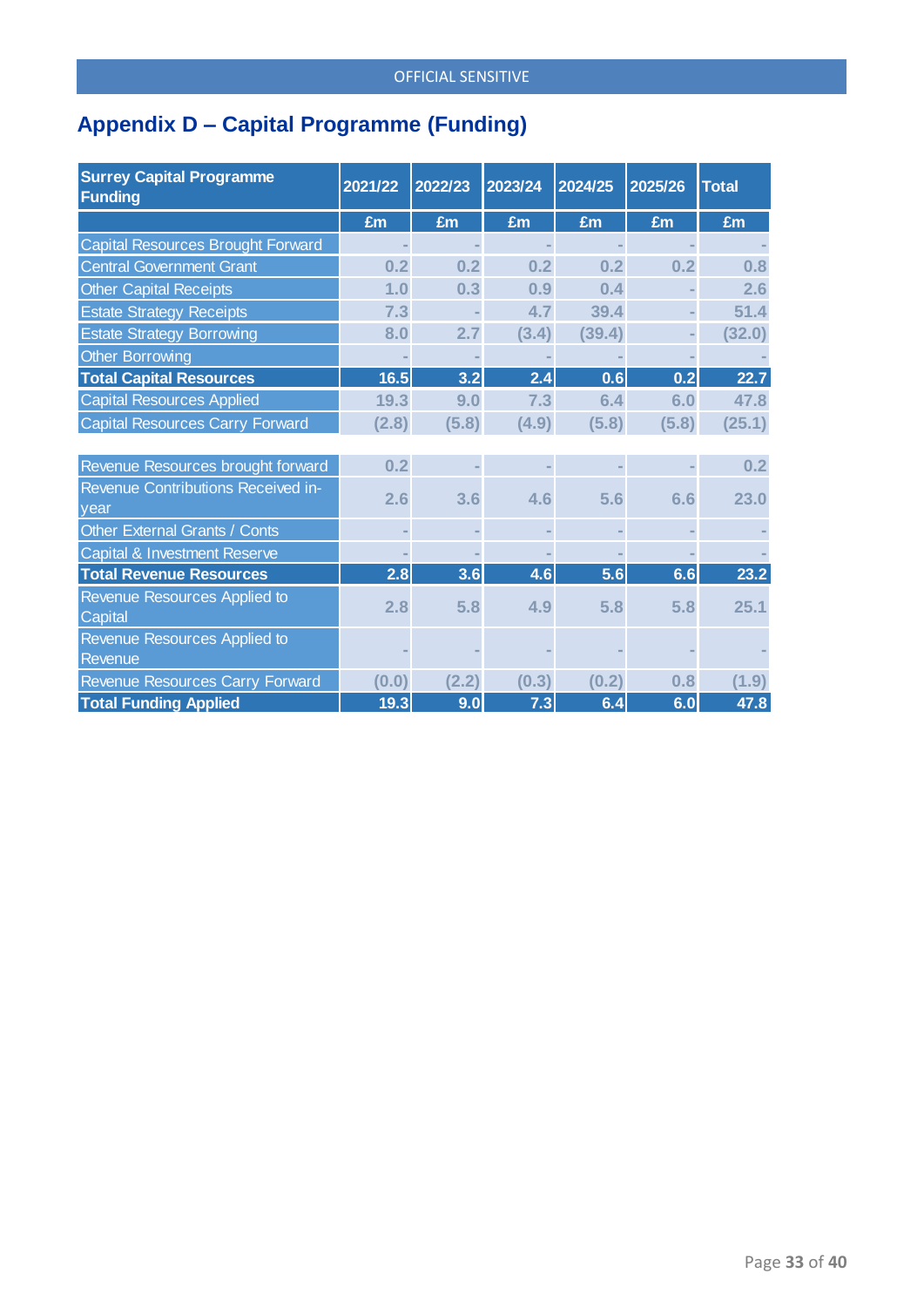# Appendix D – Capital Programme (Funding)

| Surrey Capital Programme Funding | 2021/22 | 2022/23 | 2023/24 | 2024/25 | 2025/26 | Total |
|---|---|---|---|---|---|---|
| | £m | £m | £m | £m | £m | £m |
| Capital Resources Brought Forward | - | - | - | - | - | - |
| Central Government Grant | 0.2 | 0.2 | 0.2 | 0.2 | 0.2 | 0.8 |
| Other Capital Receipts | 1.0 | 0.3 | 0.9 | 0.4 | - | 2.6 |
| Estate Strategy Receipts | 7.3 | - | 4.7 | 39.4 | - | 51.4 |
| Estate Strategy Borrowing | 8.0 | 2.7 | (3.4) | (39.4) | - | (32.0) |
| Other Borrowing | - | - | - | - | - | - |
| **Total Capital Resources** | **16.5** | **3.2** | **2.4** | **0.6** | **0.2** | **22.7** |
| Capital Resources Applied | 19.3 | 9.0 | 7.3 | 6.4 | 6.0 | 47.8 |
| Capital Resources Carry Forward | (2.8) | (5.8) | (4.9) | (5.8) | (5.8) | (25.1) |
| | | | | | | |
| Revenue Resources brought forward | 0.2 | - | - | - | - | 0.2 |
| Revenue Contributions Received in-year | 2.6 | 3.6 | 4.6 | 5.6 | 6.6 | 23.0 |
| Other External Grants / Conts | - | - | - | - | - | - |
| Capital & Investment Reserve | - | - | - | - | - | - |
| **Total Revenue Resources** | **2.8** | **3.6** | **4.6** | **5.6** | **6.6** | **23.2** |
| Revenue Resources Applied to Capital | 2.8 | 5.8 | 4.9 | 5.8 | 5.8 | 25.1 |
| Revenue Resources Applied to Revenue | - | - | - | - | - | - |
| Revenue Resources Carry Forward | (0.0) | (2.2) | (0.3) | (0.2) | 0.8 | (1.9) |
| **Total Funding Applied** | **19.3** | **9.0** | **7.3** | **6.4** | **6.0** | **47.8** |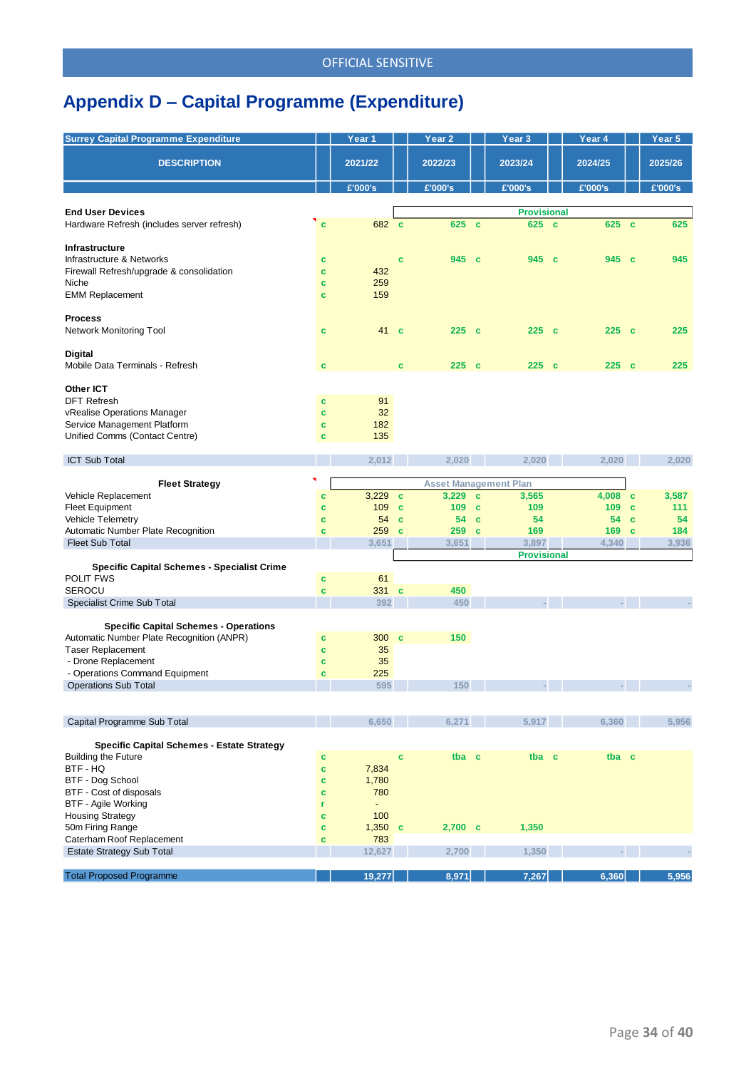# Appendix D – Capital Programme (Expenditure)

| Surrey Capital Programme Expenditure | | Year 1 | | Year 2 | | Year 3 | | Year 4 | | Year 5 |
|---|---|---|---|---|---|---|---|---|---|---|
| DESCRIPTION | | 2021/22 | | 2022/23 | | 2023/24 | | 2024/25 | | 2025/26 |
| | | £'000's | | £'000's | | £'000's | | £'000's | | £'000's |
| **End User Devices** | | | | | | Provisional | | | | |
| Hardware Refresh (includes server refresh) | c | 682 | c | 625 | c | 625 | c | 625 | c | 625 |
| **Infrastructure** | | | | | | | | | | |
| Infrastructure & Networks | c | | c | 945 | c | 945 | c | 945 | c | 945 |
| Firewall Refresh/upgrade & consolidation | c | 432 | | | | | | | | |
| Niche | c | 259 | | | | | | | | |
| EMM Replacement | c | 159 | | | | | | | | |
| **Process** | | | | | | | | | | |
| Network Monitoring Tool | c | 41 | c | 225 | c | 225 | c | 225 | c | 225 |
| **Digital** | | | | | | | | | | |
| Mobile Data Terminals - Refresh | c | | c | 225 | c | 225 | c | 225 | c | 225 |
| **Other ICT** | | | | | | | | | | |
| DFT Refresh | c | 91 | | | | | | | | |
| vRealise Operations Manager | c | 32 | | | | | | | | |
| Service Management Platform | c | 182 | | | | | | | | |
| Unified Comms (Contact Centre) | c | 135 | | | | | | | | |
| ICT Sub Total | | 2,012 | | 2,020 | | 2,020 | | 2,020 | | 2,020 |
| **Fleet Strategy** | | | | Asset Management Plan | | | | | | |
| Vehicle Replacement | c | 3,229 | c | 3,229 | c | 3,565 | | 4,008 | c | 3,587 |
| Fleet Equipment | c | 109 | c | 109 | c | 109 | | 109 | c | 111 |
| Vehicle Telemetry | c | 54 | c | 54 | c | 54 | | 54 | c | 54 |
| Automatic Number Plate Recognition | c | 259 | c | 259 | c | 169 | | 169 | c | 184 |
| Fleet Sub Total | | 3,651 | | 3,651 | | 3,897 | | 4,340 | | 3,936 |
| | | | | | | Provisional | | | | |
| **Specific Capital Schemes - Specialist Crime** | | | | | | | | | | |
| POLIT FWS | c | 61 | | | | | | | | |
| SEROCU | c | 331 | c | 450 | | | | | | |
| Specialist Crime Sub Total | | 392 | | 450 | | - | | - | | - |
| **Specific Capital Schemes - Operations** | | | | | | | | | | |
| Automatic Number Plate Recognition (ANPR) | c | 300 | c | 150 | | | | | | |
| Taser Replacement | c | 35 | | | | | | | | |
| - Drone Replacement | c | 35 | | | | | | | | |
| - Operations Command Equipment | c | 225 | | | | | | | | |
| Operations Sub Total | | 595 | | 150 | | - | | - | | - |
| Capital Programme Sub Total | | 6,650 | | 6,271 | | 5,917 | | 6,360 | | 5,956 |
| **Specific Capital Schemes - Estate Strategy** | | | | | | | | | | |
| Building the Future | c | | c | tba | c | tba | c | tba | c | |
| BTF - HQ | c | 7,834 | | | | | | | | |
| BTF - Dog School | c | 1,780 | | | | | | | | |
| BTF - Cost of disposals | c | 780 | | | | | | | | |
| BTF - Agile Working | r | - | | | | | | | | |
| Housing Strategy | c | 100 | | | | | | | | |
| 50m Firing Range | c | 1,350 | c | 2,700 | c | 1,350 | | | | |
| Caterham Roof Replacement | c | 783 | | | | | | | | |
| Estate Strategy Sub Total | | 12,627 | | 2,700 | | 1,350 | | - | | - |
| Total Proposed Programme | | 19,277 | | 8,971 | | 7,267 | | 6,360 | | 5,956 |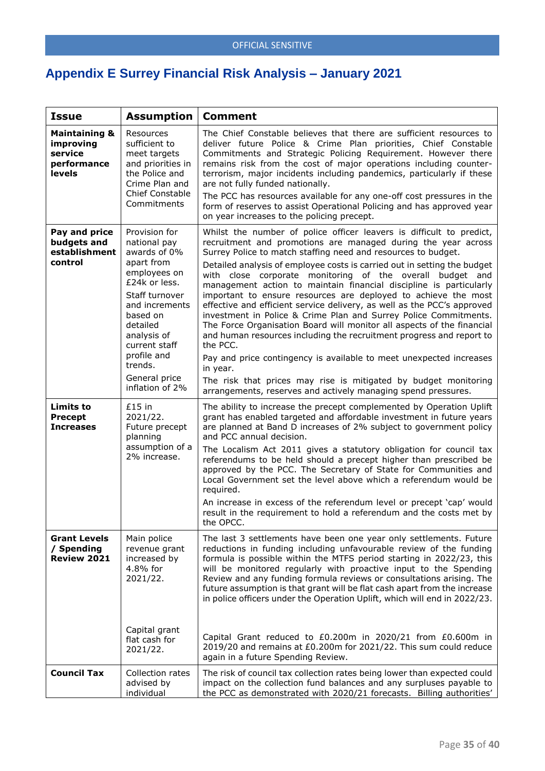# Appendix E Surrey Financial Risk Analysis – January 2021

| Issue | Assumption | Comment |
|---|---|---|
| **Maintaining & improving service performance levels** | Resources sufficient to meet targets and priorities in the Police and Crime Plan and Chief Constable Commitments | The Chief Constable believes that there are sufficient resources to deliver future Police & Crime Plan priorities, Chief Constable Commitments and Strategic Policing Requirement. However there remains risk from the cost of major operations including counter-terrorism, major incidents including pandemics, particularly if these are not fully funded nationally.<br><br>The PCC has resources available for any one-off cost pressures in the form of reserves to assist Operational Policing and has approved year on year increases to the policing precept. |
| **Pay and price budgets and establishment control** | Provision for national pay awards of 0% apart from employees on £24k or less.<br><br>Staff turnover and increments based on detailed analysis of current staff profile and trends.<br><br>General price inflation of 2% | Whilst the number of police officer leavers is difficult to predict, recruitment and promotions are managed during the year across Surrey Police to match staffing need and resources to budget.<br><br>Detailed analysis of employee costs is carried out in setting the budget with close corporate monitoring of the overall budget and management action to maintain financial discipline is particularly important to ensure resources are deployed to achieve the most effective and efficient service delivery, as well as the PCC's approved investment in Police & Crime Plan and Surrey Police Commitments. The Force Organisation Board will monitor all aspects of the financial and human resources including the recruitment progress and report to the PCC.<br><br>Pay and price contingency is available to meet unexpected increases in year.<br><br>The risk that prices may rise is mitigated by budget monitoring arrangements, reserves and actively managing spend pressures. |
| **Limits to Precept Increases** | £15 in 2021/22. Future precept planning assumption of a 2% increase. | The ability to increase the precept complemented by Operation Uplift grant has enabled targeted and affordable investment in future years are planned at Band D increases of 2% subject to government policy and PCC annual decision.<br><br>The Localism Act 2011 gives a statutory obligation for council tax referendums to be held should a precept higher than prescribed be approved by the PCC. The Secretary of State for Communities and Local Government set the level above which a referendum would be required.<br><br>An increase in excess of the referendum level or precept 'cap' would result in the requirement to hold a referendum and the costs met by the OPCC. |
| **Grant Levels / Spending Review 2021** | Main police revenue grant increased by 4.8% for 2021/22.<br><br>Capital grant flat cash for 2021/22. | The last 3 settlements have been one year only settlements. Future reductions in funding including unfavourable review of the funding formula is possible within the MTFS period starting in 2022/23, this will be monitored regularly with proactive input to the Spending Review and any funding formula reviews or consultations arising. The future assumption is that grant will be flat cash apart from the increase in police officers under the Operation Uplift, which will end in 2022/23.<br><br>Capital Grant reduced to £0.200m in 2020/21 from £0.600m in 2019/20 and remains at £0.200m for 2021/22. This sum could reduce again in a future Spending Review. |
| **Council Tax** | Collection rates advised by individual | The risk of council tax collection rates being lower than expected could impact on the collection fund balances and any surpluses payable to the PCC as demonstrated with 2020/21 forecasts. Billing authorities' |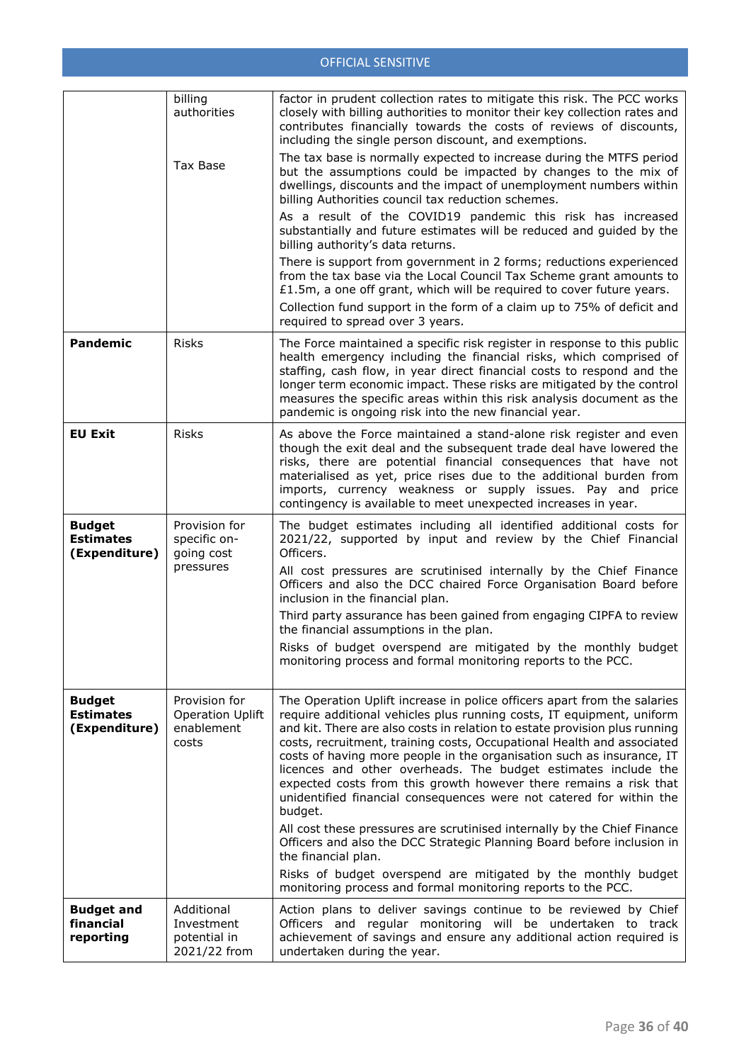| | | |
|---|---|---|
| | billing authorities<br><br>Tax Base | factor in prudent collection rates to mitigate this risk. The PCC works closely with billing authorities to monitor their key collection rates and contributes financially towards the costs of reviews of discounts, including the single person discount, and exemptions.<br>The tax base is normally expected to increase during the MTFS period but the assumptions could be impacted by changes to the mix of dwellings, discounts and the impact of unemployment numbers within billing Authorities council tax reduction schemes.<br>As a result of the COVID19 pandemic this risk has increased substantially and future estimates will be reduced and guided by the billing authority's data returns.<br>There is support from government in 2 forms; reductions experienced from the tax base via the Local Council Tax Scheme grant amounts to £1.5m, a one off grant, which will be required to cover future years.<br>Collection fund support in the form of a claim up to 75% of deficit and required to spread over 3 years. |
| **Pandemic** | Risks | The Force maintained a specific risk register in response to this public health emergency including the financial risks, which comprised of staffing, cash flow, in year direct financial costs to respond and the longer term economic impact. These risks are mitigated by the control measures the specific areas within this risk analysis document as the pandemic is ongoing risk into the new financial year. |
| **EU Exit** | Risks | As above the Force maintained a stand-alone risk register and even though the exit deal and the subsequent trade deal have lowered the risks, there are potential financial consequences that have not materialised as yet, price rises due to the additional burden from imports, currency weakness or supply issues. Pay and price contingency is available to meet unexpected increases in year. |
| **Budget Estimates (Expenditure)** | Provision for specific on-going cost pressures | The budget estimates including all identified additional costs for 2021/22, supported by input and review by the Chief Financial Officers.<br>All cost pressures are scrutinised internally by the Chief Finance Officers and also the DCC chaired Force Organisation Board before inclusion in the financial plan.<br>Third party assurance has been gained from engaging CIPFA to review the financial assumptions in the plan.<br>Risks of budget overspend are mitigated by the monthly budget monitoring process and formal monitoring reports to the PCC. |
| **Budget Estimates (Expenditure)** | Provision for Operation Uplift enablement costs | The Operation Uplift increase in police officers apart from the salaries require additional vehicles plus running costs, IT equipment, uniform and kit. There are also costs in relation to estate provision plus running costs, recruitment, training costs, Occupational Health and associated costs of having more people in the organisation such as insurance, IT licences and other overheads. The budget estimates include the expected costs from this growth however there remains a risk that unidentified financial consequences were not catered for within the budget.<br>All cost these pressures are scrutinised internally by the Chief Finance Officers and also the DCC Strategic Planning Board before inclusion in the financial plan.<br>Risks of budget overspend are mitigated by the monthly budget monitoring process and formal monitoring reports to the PCC. |
| **Budget and financial reporting** | Additional Investment potential in 2021/22 from | Action plans to deliver savings continue to be reviewed by Chief Officers and regular monitoring will be undertaken to track achievement of savings and ensure any additional action required is undertaken during the year. |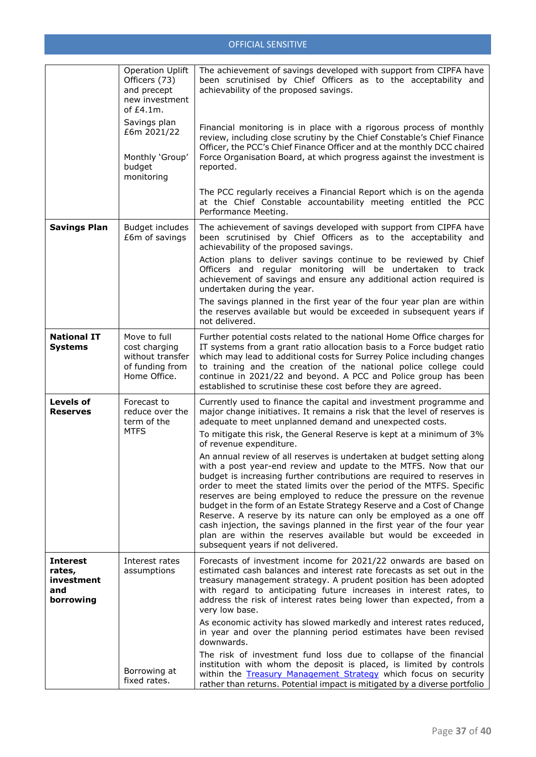| | | |
|---|---|---|
| | Operation Uplift Officers (73) and precept new investment of £4.1m.<br><br>Savings plan £6m 2021/22<br><br>Monthly 'Group' budget monitoring | The achievement of savings developed with support from CIPFA have been scrutinised by Chief Officers as to the acceptability and achievability of the proposed savings.<br><br>Financial monitoring is in place with a rigorous process of monthly review, including close scrutiny by the Chief Constable's Chief Finance Officer, the PCC's Chief Finance Officer and at the monthly DCC chaired Force Organisation Board, at which progress against the investment is reported.<br><br>The PCC regularly receives a Financial Report which is on the agenda at the Chief Constable accountability meeting entitled the PCC Performance Meeting. |
| **Savings Plan** | Budget includes £6m of savings | The achievement of savings developed with support from CIPFA have been scrutinised by Chief Officers as to the acceptability and achievability of the proposed savings.<br><br>Action plans to deliver savings continue to be reviewed by Chief Officers and regular monitoring will be undertaken to track achievement of savings and ensure any additional action required is undertaken during the year.<br><br>The savings planned in the first year of the four year plan are within the reserves available but would be exceeded in subsequent years if not delivered. |
| **National IT Systems** | Move to full cost charging without transfer of funding from Home Office. | Further potential costs related to the national Home Office charges for IT systems from a grant ratio allocation basis to a Force budget ratio which may lead to additional costs for Surrey Police including changes to training and the creation of the national police college could continue in 2021/22 and beyond. A PCC and Police group has been established to scrutinise these cost before they are agreed. |
| **Levels of Reserves** | Forecast to reduce over the term of the MTFS | Currently used to finance the capital and investment programme and major change initiatives. It remains a risk that the level of reserves is adequate to meet unplanned demand and unexpected costs.<br><br>To mitigate this risk, the General Reserve is kept at a minimum of 3% of revenue expenditure.<br><br>An annual review of all reserves is undertaken at budget setting along with a post year-end review and update to the MTFS. Now that our budget is increasing further contributions are required to reserves in order to meet the stated limits over the period of the MTFS. Specific reserves are being employed to reduce the pressure on the revenue budget in the form of an Estate Strategy Reserve and a Cost of Change Reserve. A reserve by its nature can only be employed as a one off cash injection, the savings planned in the first year of the four year plan are within the reserves available but would be exceeded in subsequent years if not delivered. |
| **Interest rates, investment and borrowing** | Interest rates assumptions<br><br>Borrowing at fixed rates. | Forecasts of investment income for 2021/22 onwards are based on estimated cash balances and interest rate forecasts as set out in the treasury management strategy. A prudent position has been adopted with regard to anticipating future increases in interest rates, to address the risk of interest rates being lower than expected, from a very low base.<br><br>As economic activity has slowed markedly and interest rates reduced, in year and over the planning period estimates have been revised downwards.<br><br>The risk of investment fund loss due to collapse of the financial institution with whom the deposit is placed, is limited by controls within the [Treasury Management Strategy]() which focus on security rather than returns. Potential impact is mitigated by a diverse portfolio |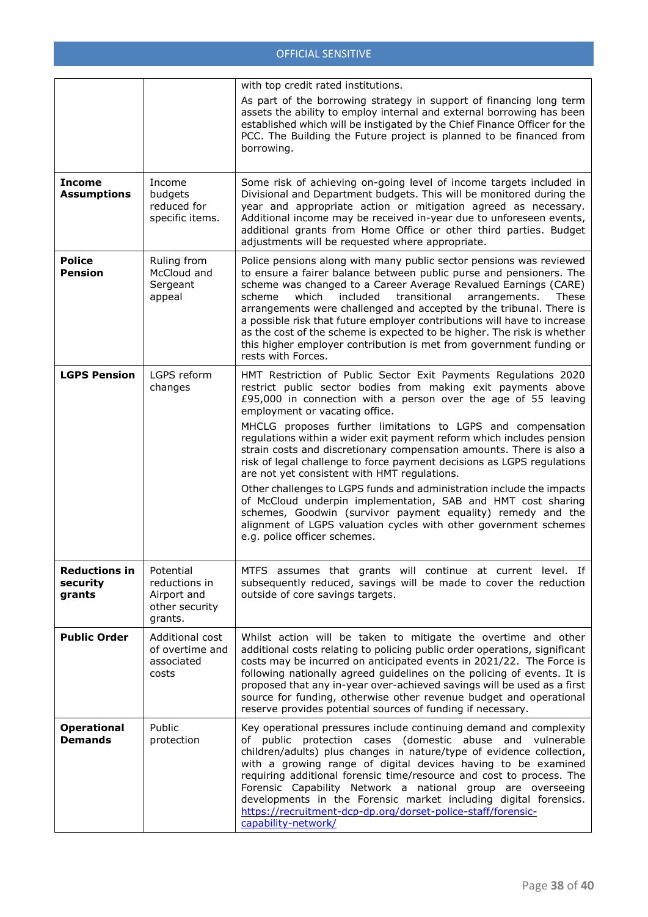| | | |
|---|---|---|
| | | with top credit rated institutions.<br><br>As part of the borrowing strategy in support of financing long term assets the ability to employ internal and external borrowing has been established which will be instigated by the Chief Finance Officer for the PCC. The Building the Future project is planned to be financed from borrowing. |
| **Income Assumptions** | Income budgets reduced for specific items. | Some risk of achieving on-going level of income targets included in Divisional and Department budgets. This will be monitored during the year and appropriate action or mitigation agreed as necessary. Additional income may be received in-year due to unforeseen events, additional grants from Home Office or other third parties. Budget adjustments will be requested where appropriate. |
| **Police Pension** | Ruling from McCloud and Sergeant appeal | Police pensions along with many public sector pensions was reviewed to ensure a fairer balance between public purse and pensioners. The scheme was changed to a Career Average Revalued Earnings (CARE) scheme which included transitional arrangements. These arrangements were challenged and accepted by the tribunal. There is a possible risk that future employer contributions will have to increase as the cost of the scheme is expected to be higher. The risk is whether this higher employer contribution is met from government funding or rests with Forces. |
| **LGPS Pension** | LGPS reform changes | HMT Restriction of Public Sector Exit Payments Regulations 2020 restrict public sector bodies from making exit payments above £95,000 in connection with a person over the age of 55 leaving employment or vacating office.<br><br>MHCLG proposes further limitations to LGPS and compensation regulations within a wider exit payment reform which includes pension strain costs and discretionary compensation amounts. There is also a risk of legal challenge to force payment decisions as LGPS regulations are not yet consistent with HMT regulations.<br><br>Other challenges to LGPS funds and administration include the impacts of McCloud underpin implementation, SAB and HMT cost sharing schemes, Goodwin (survivor payment equality) remedy and the alignment of LGPS valuation cycles with other government schemes e.g. police officer schemes. |
| **Reductions in security grants** | Potential reductions in Airport and other security grants. | MTFS assumes that grants will continue at current level. If subsequently reduced, savings will be made to cover the reduction outside of core savings targets. |
| **Public Order** | Additional cost of overtime and associated costs | Whilst action will be taken to mitigate the overtime and other additional costs relating to policing public order operations, significant costs may be incurred on anticipated events in 2021/22. The Force is following nationally agreed guidelines on the policing of events. It is proposed that any in-year over-achieved savings will be used as a first source for funding, otherwise other revenue budget and operational reserve provides potential sources of funding if necessary. |
| **Operational Demands** | Public protection | Key operational pressures include continuing demand and complexity of public protection cases (domestic abuse and vulnerable children/adults) plus changes in nature/type of evidence collection, with a growing range of digital devices having to be examined requiring additional forensic time/resource and cost to process. The Forensic Capability Network a national group are overseeing developments in the Forensic market including digital forensics. https://recruitment-dcp-dp.org/dorset-police-staff/forensic-capability-network/ |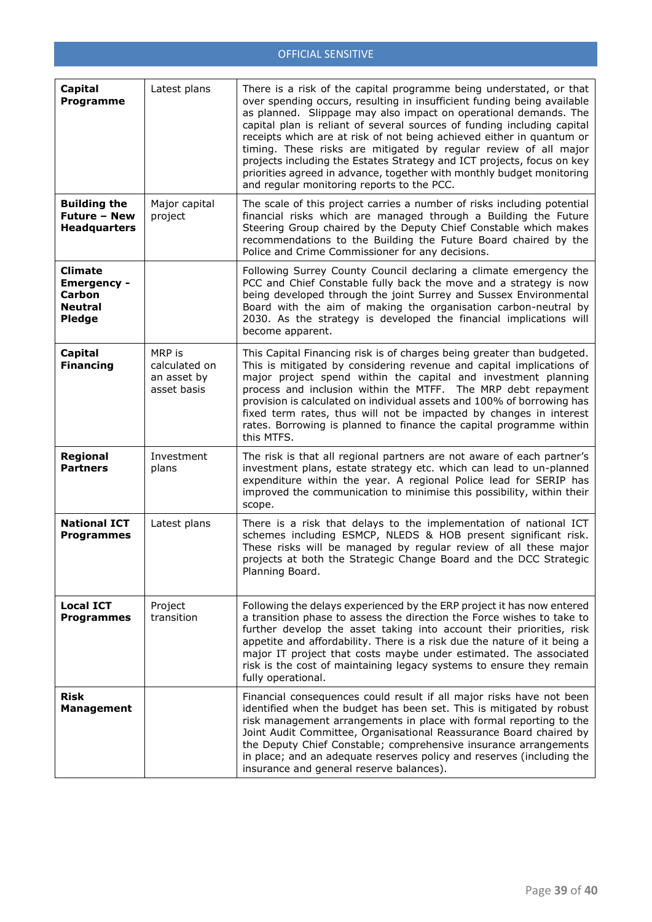| | | |
|---|---|---|
| **Capital Programme** | Latest plans | There is a risk of the capital programme being understated, or that over spending occurs, resulting in insufficient funding being available as planned. Slippage may also impact on operational demands. The capital plan is reliant of several sources of funding including capital receipts which are at risk of not being achieved either in quantum or timing. These risks are mitigated by regular review of all major projects including the Estates Strategy and ICT projects, focus on key priorities agreed in advance, together with monthly budget monitoring and regular monitoring reports to the PCC. |
| **Building the Future – New Headquarters** | Major capital project | The scale of this project carries a number of risks including potential financial risks which are managed through a Building the Future Steering Group chaired by the Deputy Chief Constable which makes recommendations to the Building the Future Board chaired by the Police and Crime Commissioner for any decisions. |
| **Climate Emergency - Carbon Neutral Pledge** | | Following Surrey County Council declaring a climate emergency the PCC and Chief Constable fully back the move and a strategy is now being developed through the joint Surrey and Sussex Environmental Board with the aim of making the organisation carbon-neutral by 2030. As the strategy is developed the financial implications will become apparent. |
| **Capital Financing** | MRP is calculated on an asset by asset basis | This Capital Financing risk is of charges being greater than budgeted. This is mitigated by considering revenue and capital implications of major project spend within the capital and investment planning process and inclusion within the MTFF. The MRP debt repayment provision is calculated on individual assets and 100% of borrowing has fixed term rates, thus will not be impacted by changes in interest rates. Borrowing is planned to finance the capital programme within this MTFS. |
| **Regional Partners** | Investment plans | The risk is that all regional partners are not aware of each partner's investment plans, estate strategy etc. which can lead to un-planned expenditure within the year. A regional Police lead for SERIP has improved the communication to minimise this possibility, within their scope. |
| **National ICT Programmes** | Latest plans | There is a risk that delays to the implementation of national ICT schemes including ESMCP, NLEDS & HOB present significant risk. These risks will be managed by regular review of all these major projects at both the Strategic Change Board and the DCC Strategic Planning Board. |
| **Local ICT Programmes** | Project transition | Following the delays experienced by the ERP project it has now entered a transition phase to assess the direction the Force wishes to take to further develop the asset taking into account their priorities, risk appetite and affordability. There is a risk due the nature of it being a major IT project that costs maybe under estimated. The associated risk is the cost of maintaining legacy systems to ensure they remain fully operational. |
| **Risk Management** | | Financial consequences could result if all major risks have not been identified when the budget has been set. This is mitigated by robust risk management arrangements in place with formal reporting to the Joint Audit Committee, Organisational Reassurance Board chaired by the Deputy Chief Constable; comprehensive insurance arrangements in place; and an adequate reserves policy and reserves (including the insurance and general reserve balances). |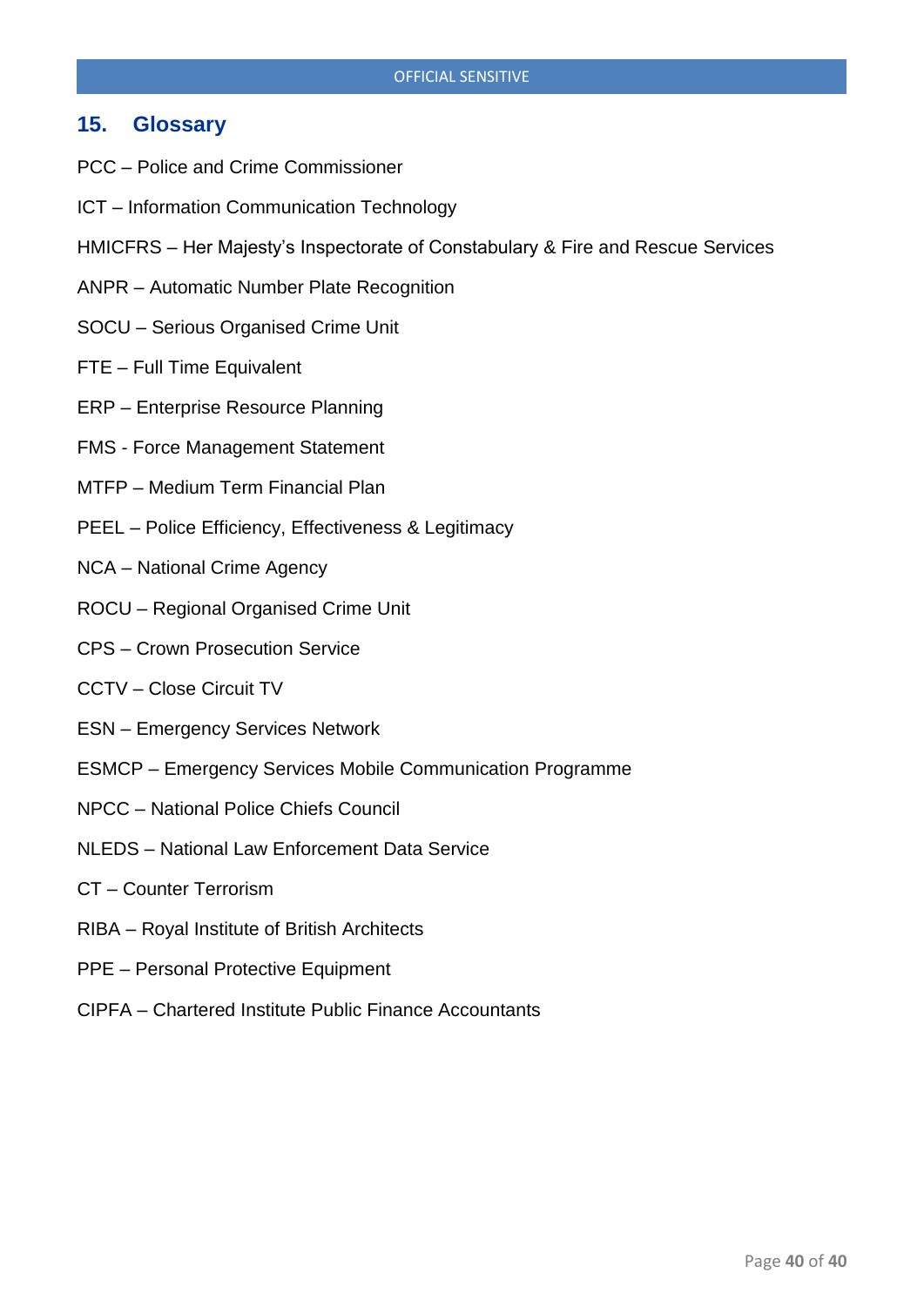## 15. Glossary

PCC – Police and Crime Commissioner

ICT – Information Communication Technology

HMICFRS – Her Majesty's Inspectorate of Constabulary & Fire and Rescue Services

ANPR – Automatic Number Plate Recognition

SOCU – Serious Organised Crime Unit

FTE – Full Time Equivalent

ERP – Enterprise Resource Planning

FMS - Force Management Statement

MTFP – Medium Term Financial Plan

PEEL – Police Efficiency, Effectiveness & Legitimacy

NCA – National Crime Agency

ROCU – Regional Organised Crime Unit

CPS – Crown Prosecution Service

CCTV – Close Circuit TV

ESN – Emergency Services Network

ESMCP – Emergency Services Mobile Communication Programme

NPCC – National Police Chiefs Council

NLEDS – National Law Enforcement Data Service

CT – Counter Terrorism

RIBA – Royal Institute of British Architects

PPE – Personal Protective Equipment

CIPFA – Chartered Institute Public Finance Accountants